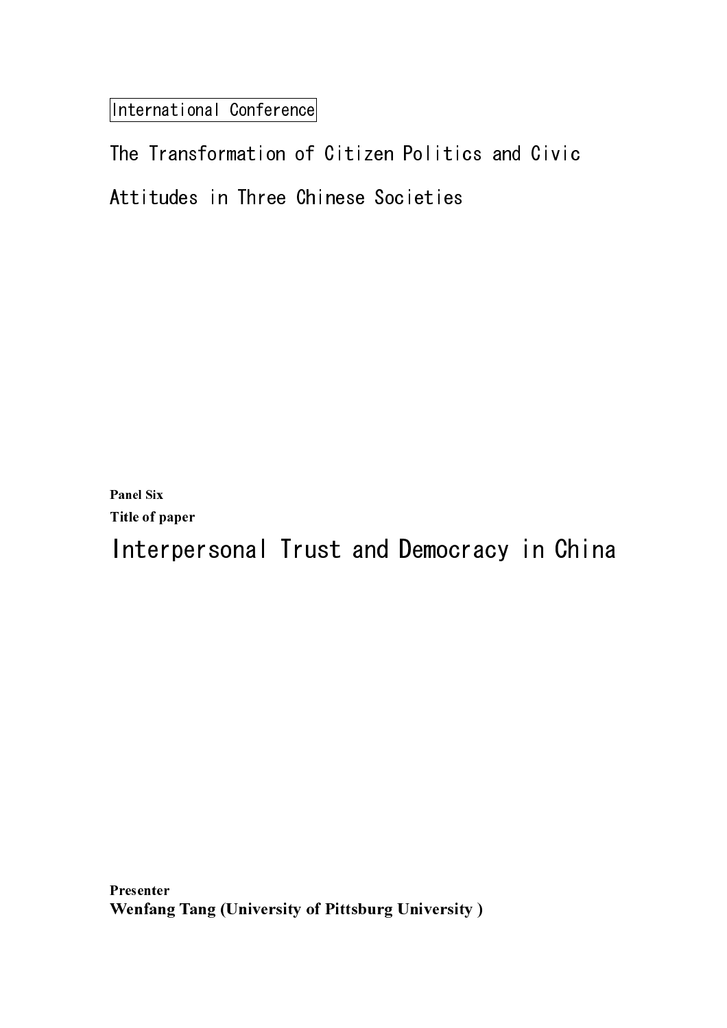International Conference

# The Transformation of Citizen Politics and Civic Attitudes in Three Chinese Societies

**Panel Six**

**Title of paper**

# Interpersonal Trust and Democracy in China

**Presenter**

**Wenfang Tang (University of Pittsburg University )**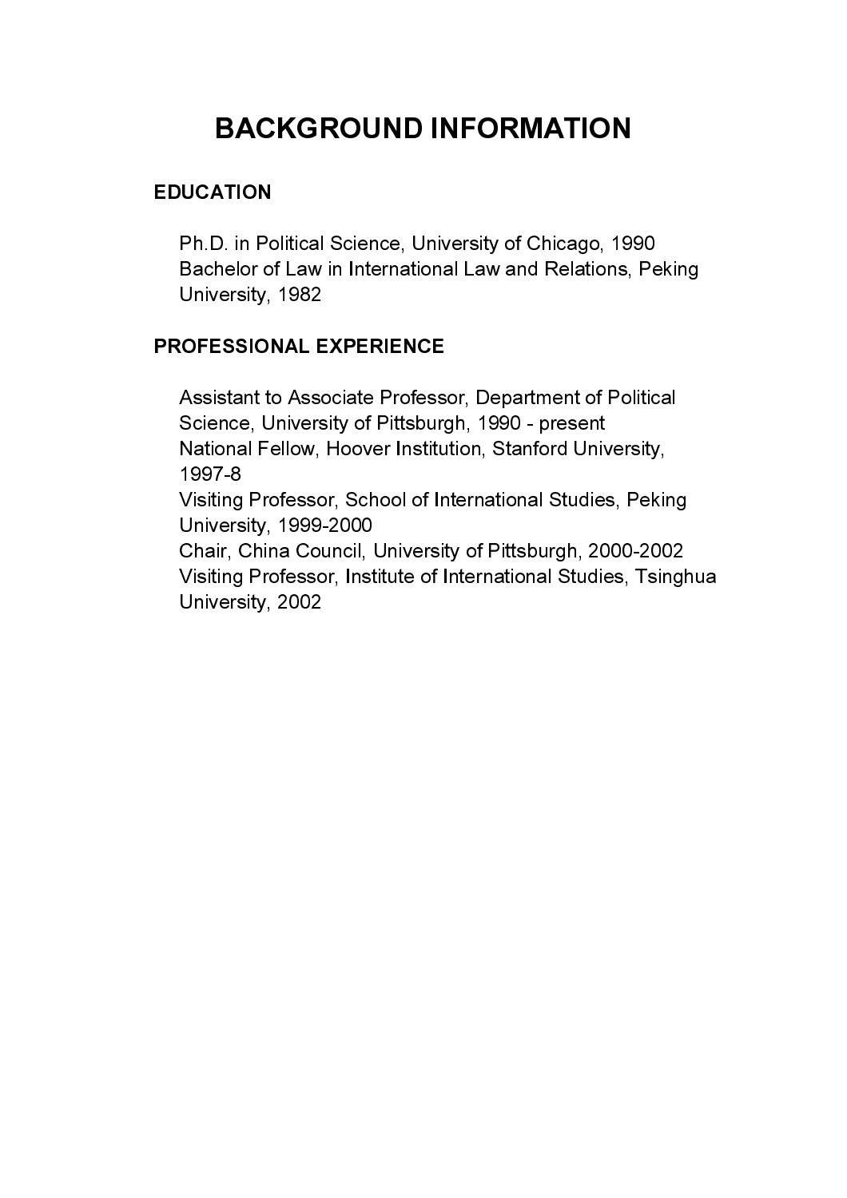# BACKGROUND INFORMATION

## EDUCATION

Ph.D. in Political Science, University of Chicago, 1990
Bachelor of Law in International Law and Relations, Peking University, 1982

## PROFESSIONAL EXPERIENCE

Assistant to Associate Professor, Department of Political Science, University of Pittsburgh, 1990 - present
National Fellow, Hoover Institution, Stanford University, 1997-8
Visiting Professor, School of International Studies, Peking University, 1999-2000
Chair, China Council, University of Pittsburgh, 2000-2002
Visiting Professor, Institute of International Studies, Tsinghua University, 2002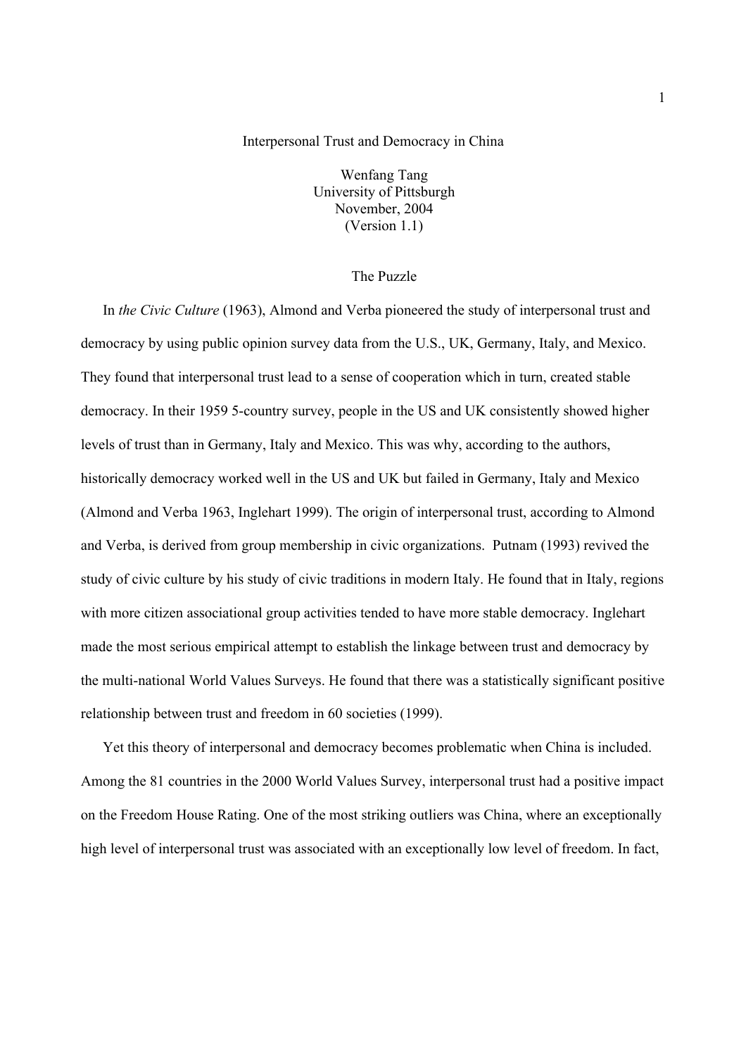# Interpersonal Trust and Democracy in China

Wenfang Tang
University of Pittsburgh
November, 2004
(Version 1.1)

## The Puzzle

In *the Civic Culture* (1963), Almond and Verba pioneered the study of interpersonal trust and democracy by using public opinion survey data from the U.S., UK, Germany, Italy, and Mexico. They found that interpersonal trust lead to a sense of cooperation which in turn, created stable democracy. In their 1959 5-country survey, people in the US and UK consistently showed higher levels of trust than in Germany, Italy and Mexico. This was why, according to the authors, historically democracy worked well in the US and UK but failed in Germany, Italy and Mexico (Almond and Verba 1963, Inglehart 1999). The origin of interpersonal trust, according to Almond and Verba, is derived from group membership in civic organizations. Putnam (1993) revived the study of civic culture by his study of civic traditions in modern Italy. He found that in Italy, regions with more citizen associational group activities tended to have more stable democracy. Inglehart made the most serious empirical attempt to establish the linkage between trust and democracy by the multi-national World Values Surveys. He found that there was a statistically significant positive relationship between trust and freedom in 60 societies (1999).

Yet this theory of interpersonal and democracy becomes problematic when China is included. Among the 81 countries in the 2000 World Values Survey, interpersonal trust had a positive impact on the Freedom House Rating. One of the most striking outliers was China, where an exceptionally high level of interpersonal trust was associated with an exceptionally low level of freedom. In fact,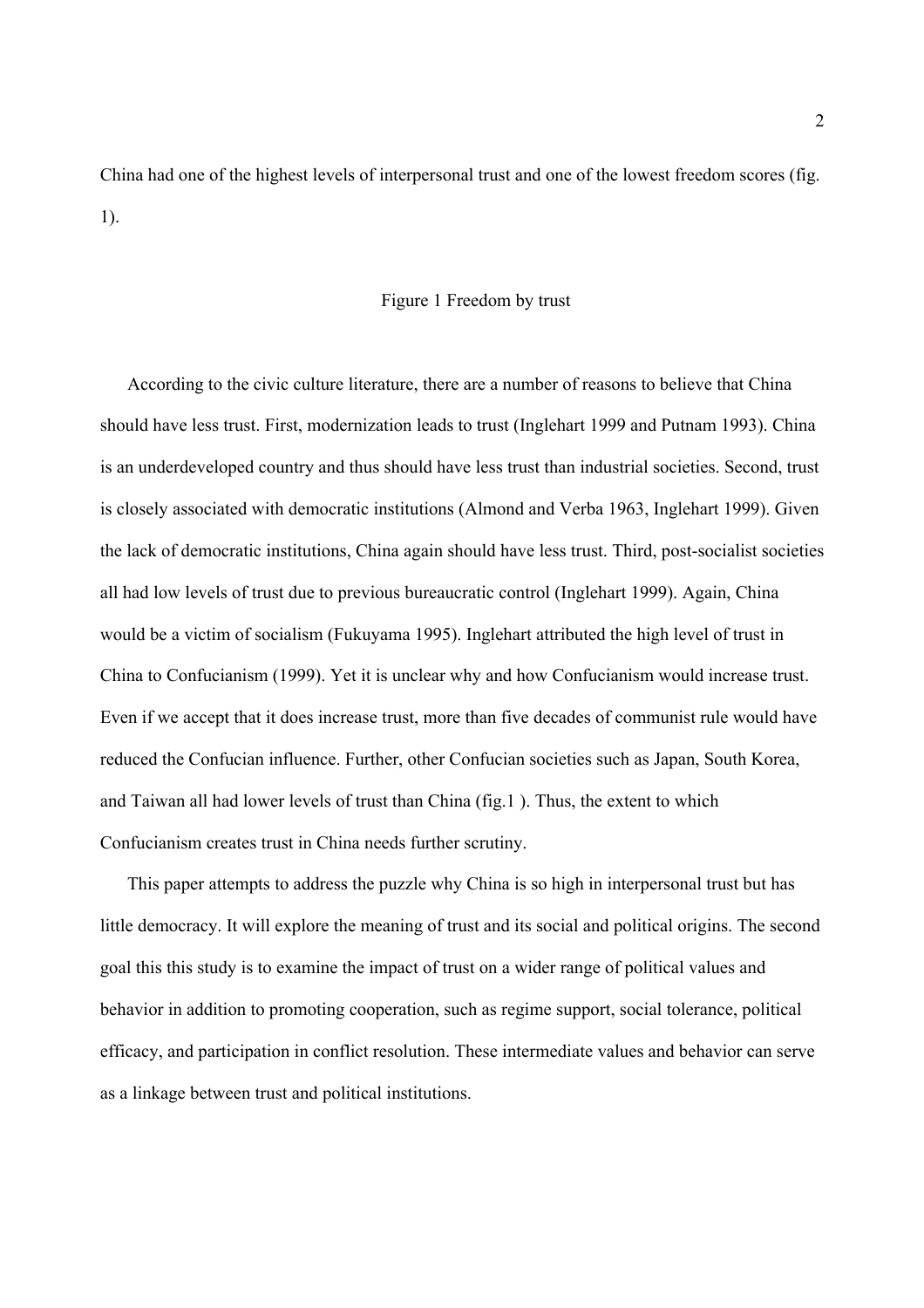China had one of the highest levels of interpersonal trust and one of the lowest freedom scores (fig. 1).

Figure 1 Freedom by trust

According to the civic culture literature, there are a number of reasons to believe that China should have less trust. First, modernization leads to trust (Inglehart 1999 and Putnam 1993). China is an underdeveloped country and thus should have less trust than industrial societies. Second, trust is closely associated with democratic institutions (Almond and Verba 1963, Inglehart 1999). Given the lack of democratic institutions, China again should have less trust. Third, post-socialist societies all had low levels of trust due to previous bureaucratic control (Inglehart 1999). Again, China would be a victim of socialism (Fukuyama 1995). Inglehart attributed the high level of trust in China to Confucianism (1999). Yet it is unclear why and how Confucianism would increase trust. Even if we accept that it does increase trust, more than five decades of communist rule would have reduced the Confucian influence. Further, other Confucian societies such as Japan, South Korea, and Taiwan all had lower levels of trust than China (fig.1 ). Thus, the extent to which Confucianism creates trust in China needs further scrutiny.

This paper attempts to address the puzzle why China is so high in interpersonal trust but has little democracy. It will explore the meaning of trust and its social and political origins. The second goal this this study is to examine the impact of trust on a wider range of political values and behavior in addition to promoting cooperation, such as regime support, social tolerance, political efficacy, and participation in conflict resolution. These intermediate values and behavior can serve as a linkage between trust and political institutions.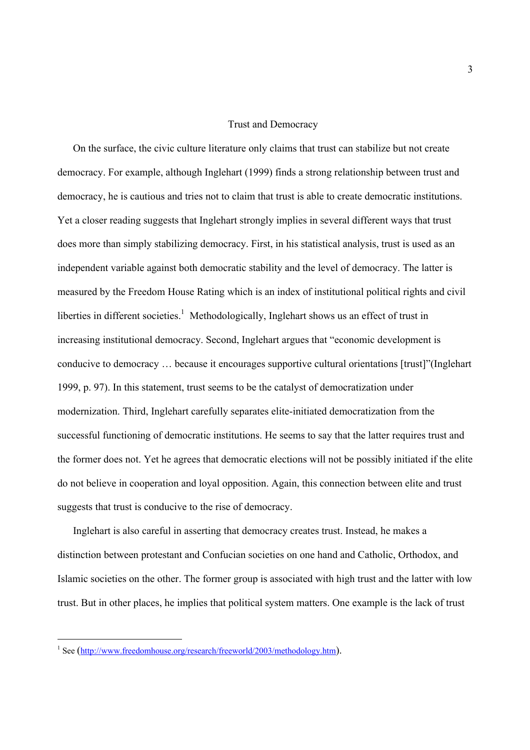## Trust and Democracy

On the surface, the civic culture literature only claims that trust can stabilize but not create democracy. For example, although Inglehart (1999) finds a strong relationship between trust and democracy, he is cautious and tries not to claim that trust is able to create democratic institutions. Yet a closer reading suggests that Inglehart strongly implies in several different ways that trust does more than simply stabilizing democracy. First, in his statistical analysis, trust is used as an independent variable against both democratic stability and the level of democracy. The latter is measured by the Freedom House Rating which is an index of institutional political rights and civil liberties in different societies.[1] Methodologically, Inglehart shows us an effect of trust in increasing institutional democracy. Second, Inglehart argues that "economic development is conducive to democracy … because it encourages supportive cultural orientations [trust]"(Inglehart 1999, p. 97). In this statement, trust seems to be the catalyst of democratization under modernization. Third, Inglehart carefully separates elite-initiated democratization from the successful functioning of democratic institutions. He seems to say that the latter requires trust and the former does not. Yet he agrees that democratic elections will not be possibly initiated if the elite do not believe in cooperation and loyal opposition. Again, this connection between elite and trust suggests that trust is conducive to the rise of democracy.

Inglehart is also careful in asserting that democracy creates trust. Instead, he makes a distinction between protestant and Confucian societies on one hand and Catholic, Orthodox, and Islamic societies on the other. The former group is associated with high trust and the latter with low trust. But in other places, he implies that political system matters. One example is the lack of trust

---

[1] See (http://www.freedomhouse.org/research/freeworld/2003/methodology.htm).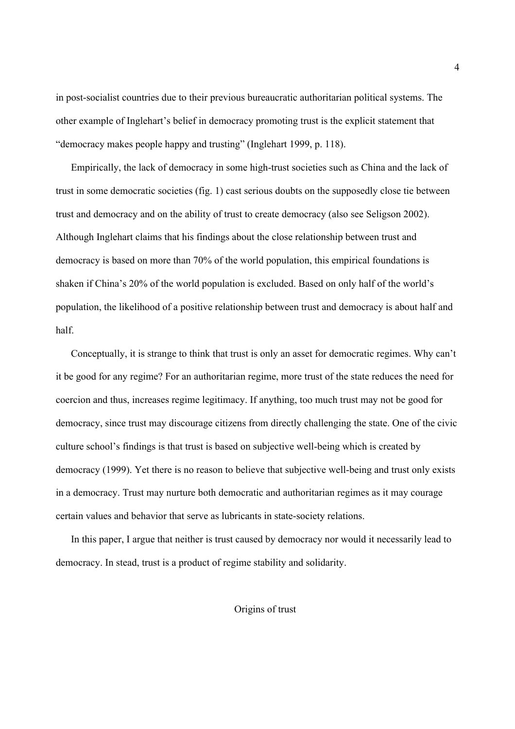in post-socialist countries due to their previous bureaucratic authoritarian political systems. The other example of Inglehart's belief in democracy promoting trust is the explicit statement that "democracy makes people happy and trusting" (Inglehart 1999, p. 118).

Empirically, the lack of democracy in some high-trust societies such as China and the lack of trust in some democratic societies (fig. 1) cast serious doubts on the supposedly close tie between trust and democracy and on the ability of trust to create democracy (also see Seligson 2002). Although Inglehart claims that his findings about the close relationship between trust and democracy is based on more than 70% of the world population, this empirical foundations is shaken if China's 20% of the world population is excluded. Based on only half of the world's population, the likelihood of a positive relationship between trust and democracy is about half and half.

Conceptually, it is strange to think that trust is only an asset for democratic regimes. Why can't it be good for any regime? For an authoritarian regime, more trust of the state reduces the need for coercion and thus, increases regime legitimacy. If anything, too much trust may not be good for democracy, since trust may discourage citizens from directly challenging the state. One of the civic culture school's findings is that trust is based on subjective well-being which is created by democracy (1999). Yet there is no reason to believe that subjective well-being and trust only exists in a democracy. Trust may nurture both democratic and authoritarian regimes as it may courage certain values and behavior that serve as lubricants in state-society relations.

In this paper, I argue that neither is trust caused by democracy nor would it necessarily lead to democracy. In stead, trust is a product of regime stability and solidarity.

## Origins of trust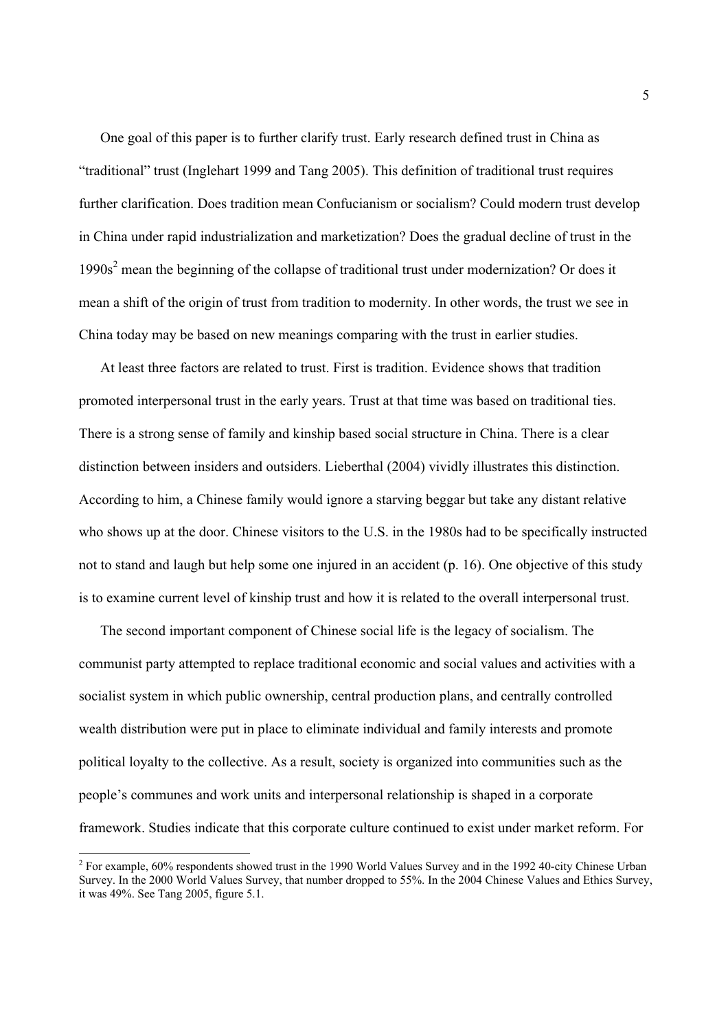One goal of this paper is to further clarify trust. Early research defined trust in China as "traditional" trust (Inglehart 1999 and Tang 2005). This definition of traditional trust requires further clarification. Does tradition mean Confucianism or socialism? Could modern trust develop in China under rapid industrialization and marketization? Does the gradual decline of trust in the 1990s[2] mean the beginning of the collapse of traditional trust under modernization? Or does it mean a shift of the origin of trust from tradition to modernity. In other words, the trust we see in China today may be based on new meanings comparing with the trust in earlier studies.

At least three factors are related to trust. First is tradition. Evidence shows that tradition promoted interpersonal trust in the early years. Trust at that time was based on traditional ties. There is a strong sense of family and kinship based social structure in China. There is a clear distinction between insiders and outsiders. Lieberthal (2004) vividly illustrates this distinction. According to him, a Chinese family would ignore a starving beggar but take any distant relative who shows up at the door. Chinese visitors to the U.S. in the 1980s had to be specifically instructed not to stand and laugh but help some one injured in an accident (p. 16). One objective of this study is to examine current level of kinship trust and how it is related to the overall interpersonal trust.

The second important component of Chinese social life is the legacy of socialism. The communist party attempted to replace traditional economic and social values and activities with a socialist system in which public ownership, central production plans, and centrally controlled wealth distribution were put in place to eliminate individual and family interests and promote political loyalty to the collective. As a result, society is organized into communities such as the people's communes and work units and interpersonal relationship is shaped in a corporate framework. Studies indicate that this corporate culture continued to exist under market reform. For

[2] For example, 60% respondents showed trust in the 1990 World Values Survey and in the 1992 40-city Chinese Urban Survey. In the 2000 World Values Survey, that number dropped to 55%. In the 2004 Chinese Values and Ethics Survey, it was 49%. See Tang 2005, figure 5.1.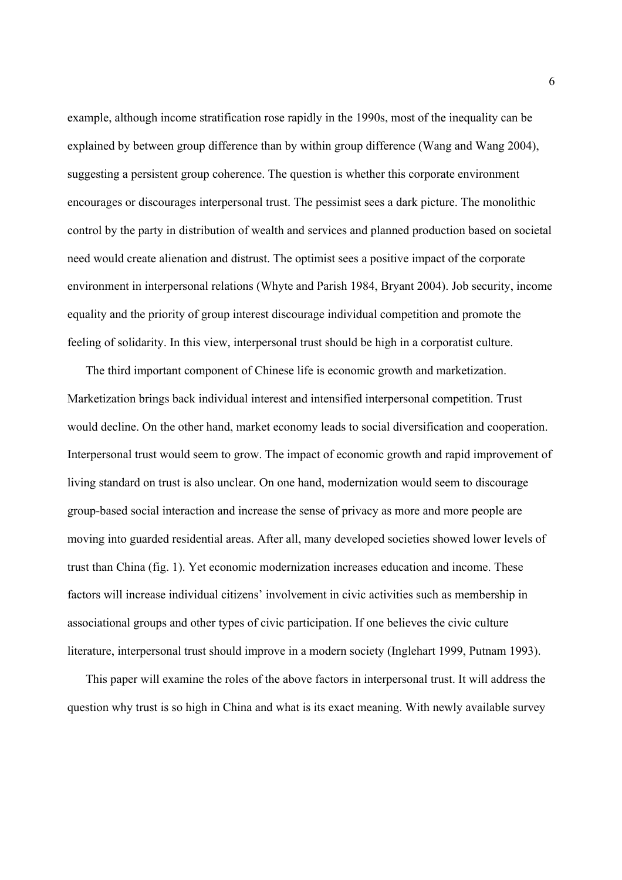example, although income stratification rose rapidly in the 1990s, most of the inequality can be explained by between group difference than by within group difference (Wang and Wang 2004), suggesting a persistent group coherence. The question is whether this corporate environment encourages or discourages interpersonal trust. The pessimist sees a dark picture. The monolithic control by the party in distribution of wealth and services and planned production based on societal need would create alienation and distrust. The optimist sees a positive impact of the corporate environment in interpersonal relations (Whyte and Parish 1984, Bryant 2004). Job security, income equality and the priority of group interest discourage individual competition and promote the feeling of solidarity. In this view, interpersonal trust should be high in a corporatist culture.

The third important component of Chinese life is economic growth and marketization. Marketization brings back individual interest and intensified interpersonal competition. Trust would decline. On the other hand, market economy leads to social diversification and cooperation. Interpersonal trust would seem to grow. The impact of economic growth and rapid improvement of living standard on trust is also unclear. On one hand, modernization would seem to discourage group-based social interaction and increase the sense of privacy as more and more people are moving into guarded residential areas. After all, many developed societies showed lower levels of trust than China (fig. 1). Yet economic modernization increases education and income. These factors will increase individual citizens' involvement in civic activities such as membership in associational groups and other types of civic participation. If one believes the civic culture literature, interpersonal trust should improve in a modern society (Inglehart 1999, Putnam 1993).

This paper will examine the roles of the above factors in interpersonal trust. It will address the question why trust is so high in China and what is its exact meaning. With newly available survey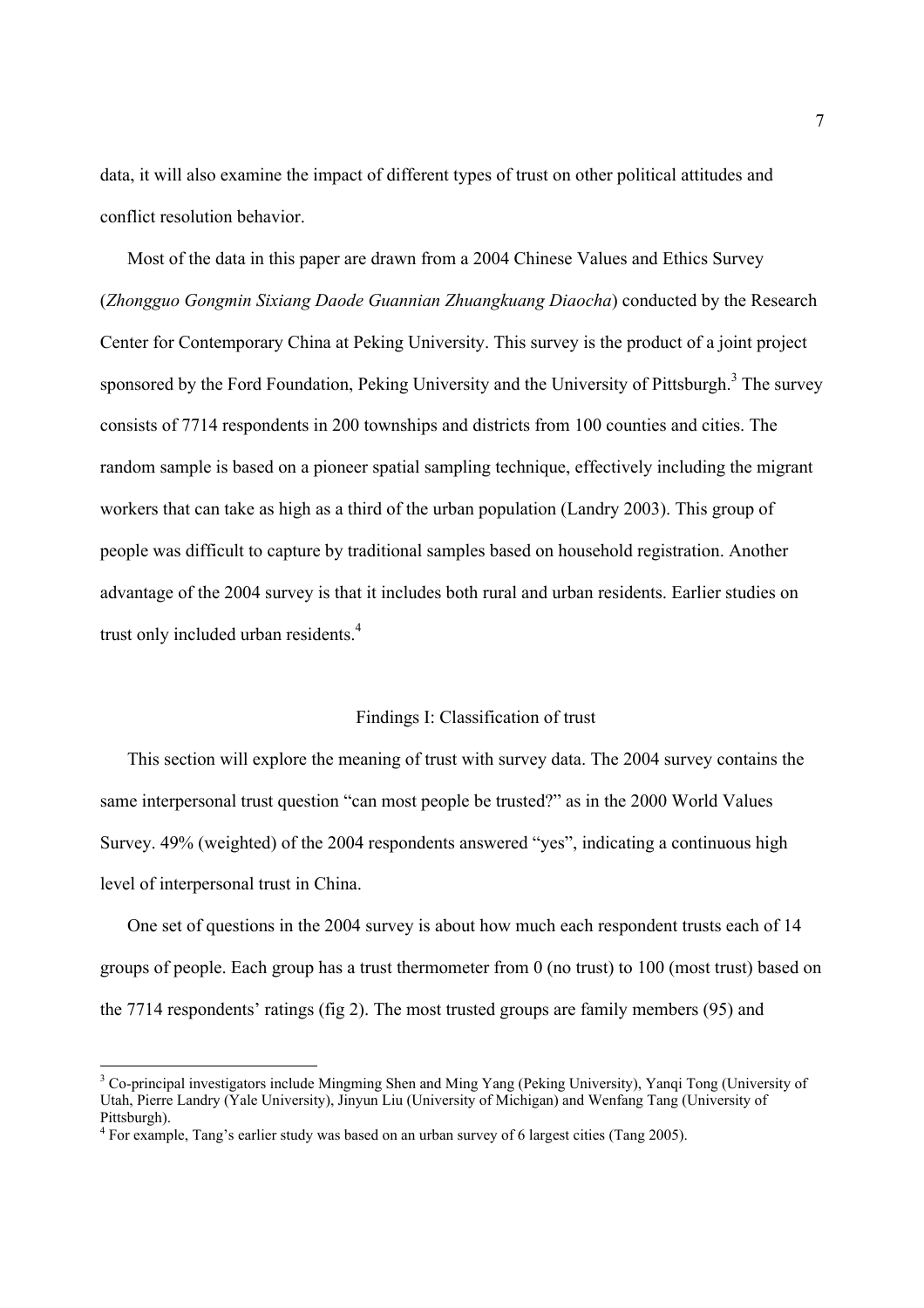data, it will also examine the impact of different types of trust on other political attitudes and conflict resolution behavior.

Most of the data in this paper are drawn from a 2004 Chinese Values and Ethics Survey (*Zhongguo Gongmin Sixiang Daode Guannian Zhuangkuang Diaocha*) conducted by the Research Center for Contemporary China at Peking University. This survey is the product of a joint project sponsored by the Ford Foundation, Peking University and the University of Pittsburgh.[3] The survey consists of 7714 respondents in 200 townships and districts from 100 counties and cities. The random sample is based on a pioneer spatial sampling technique, effectively including the migrant workers that can take as high as a third of the urban population (Landry 2003). This group of people was difficult to capture by traditional samples based on household registration. Another advantage of the 2004 survey is that it includes both rural and urban residents. Earlier studies on trust only included urban residents.[4]

## Findings I: Classification of trust

This section will explore the meaning of trust with survey data. The 2004 survey contains the same interpersonal trust question "can most people be trusted?" as in the 2000 World Values Survey. 49% (weighted) of the 2004 respondents answered "yes", indicating a continuous high level of interpersonal trust in China.

One set of questions in the 2004 survey is about how much each respondent trusts each of 14 groups of people. Each group has a trust thermometer from 0 (no trust) to 100 (most trust) based on the 7714 respondents' ratings (fig 2). The most trusted groups are family members (95) and

---

[3] Co-principal investigators include Mingming Shen and Ming Yang (Peking University), Yanqi Tong (University of Utah, Pierre Landry (Yale University), Jinyun Liu (University of Michigan) and Wenfang Tang (University of Pittsburgh).

[4] For example, Tang's earlier study was based on an urban survey of 6 largest cities (Tang 2005).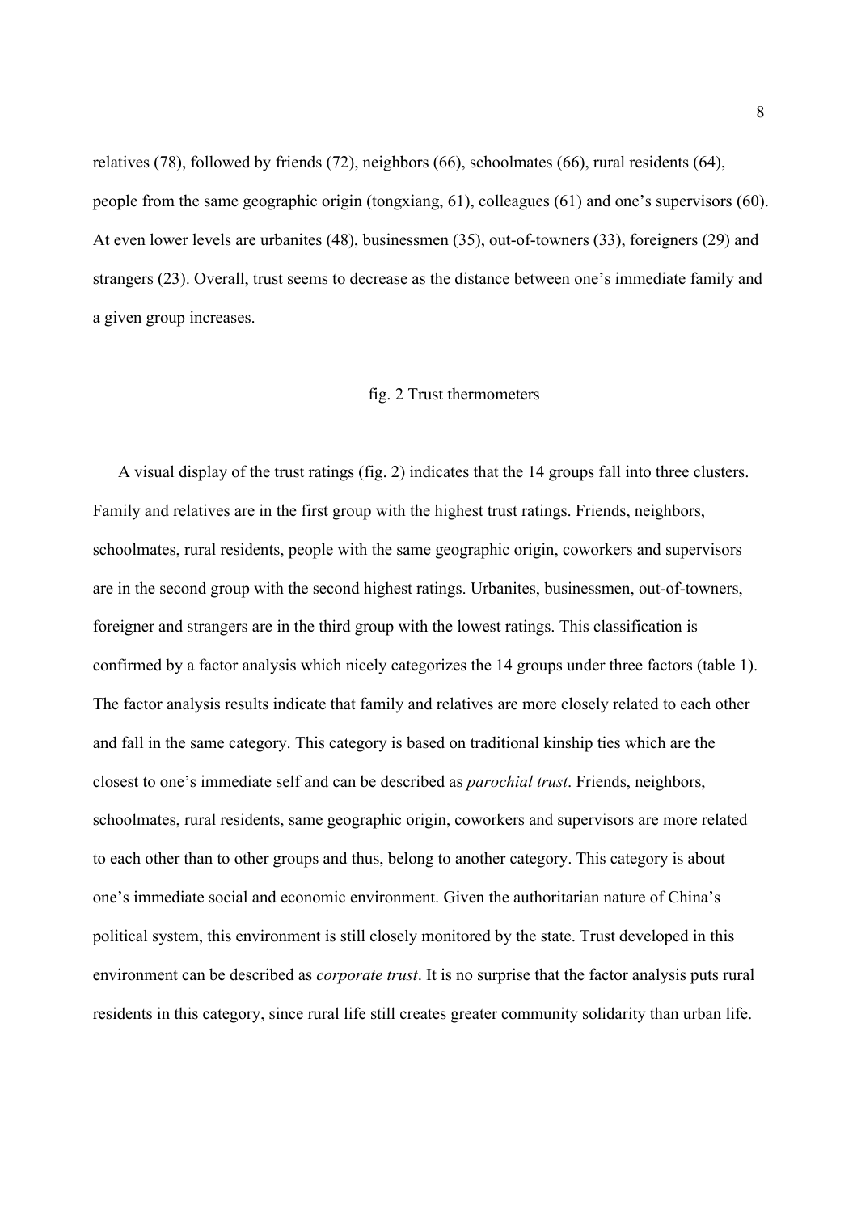relatives (78), followed by friends (72), neighbors (66), schoolmates (66), rural residents (64), people from the same geographic origin (tongxiang, 61), colleagues (61) and one's supervisors (60). At even lower levels are urbanites (48), businessmen (35), out-of-towners (33), foreigners (29) and strangers (23). Overall, trust seems to decrease as the distance between one's immediate family and a given group increases.

fig. 2 Trust thermometers

A visual display of the trust ratings (fig. 2) indicates that the 14 groups fall into three clusters. Family and relatives are in the first group with the highest trust ratings. Friends, neighbors, schoolmates, rural residents, people with the same geographic origin, coworkers and supervisors are in the second group with the second highest ratings. Urbanites, businessmen, out-of-towners, foreigner and strangers are in the third group with the lowest ratings. This classification is confirmed by a factor analysis which nicely categorizes the 14 groups under three factors (table 1). The factor analysis results indicate that family and relatives are more closely related to each other and fall in the same category. This category is based on traditional kinship ties which are the closest to one's immediate self and can be described as *parochial trust*. Friends, neighbors, schoolmates, rural residents, same geographic origin, coworkers and supervisors are more related to each other than to other groups and thus, belong to another category. This category is about one's immediate social and economic environment. Given the authoritarian nature of China's political system, this environment is still closely monitored by the state. Trust developed in this environment can be described as *corporate trust*. It is no surprise that the factor analysis puts rural residents in this category, since rural life still creates greater community solidarity than urban life.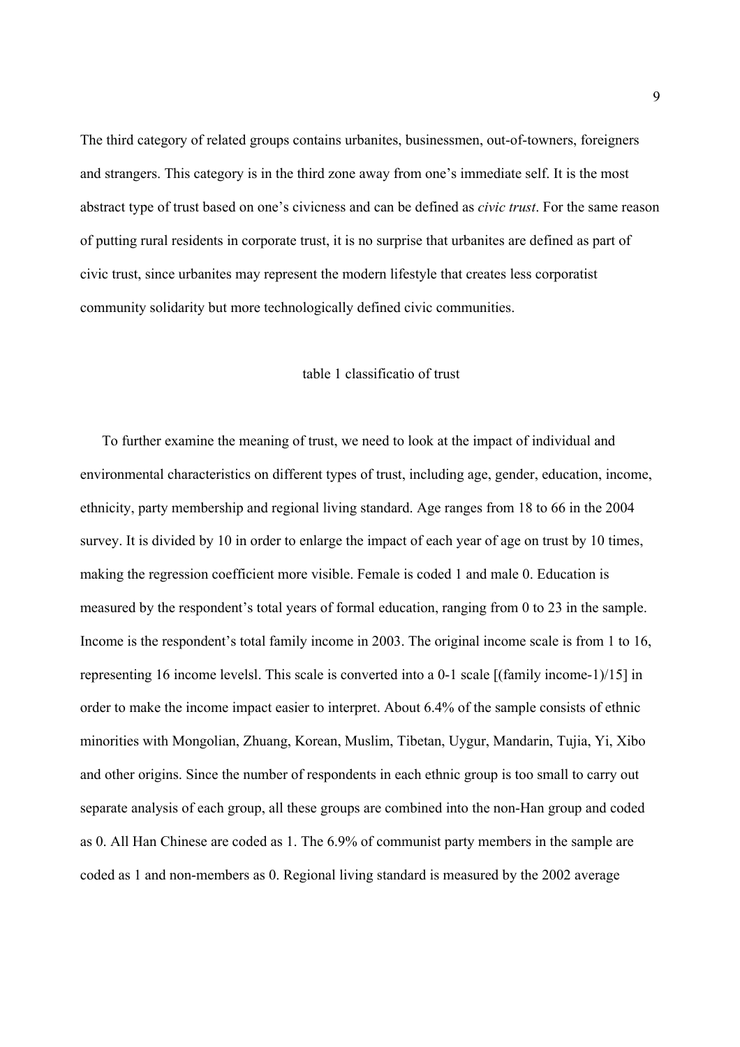The third category of related groups contains urbanites, businessmen, out-of-towners, foreigners and strangers. This category is in the third zone away from one's immediate self. It is the most abstract type of trust based on one's civicness and can be defined as *civic trust*. For the same reason of putting rural residents in corporate trust, it is no surprise that urbanites are defined as part of civic trust, since urbanites may represent the modern lifestyle that creates less corporatist community solidarity but more technologically defined civic communities.

table 1 classificatio of trust

To further examine the meaning of trust, we need to look at the impact of individual and environmental characteristics on different types of trust, including age, gender, education, income, ethnicity, party membership and regional living standard. Age ranges from 18 to 66 in the 2004 survey. It is divided by 10 in order to enlarge the impact of each year of age on trust by 10 times, making the regression coefficient more visible. Female is coded 1 and male 0. Education is measured by the respondent's total years of formal education, ranging from 0 to 23 in the sample. Income is the respondent's total family income in 2003. The original income scale is from 1 to 16, representing 16 income levelsl. This scale is converted into a 0-1 scale [(family income-1)/15] in order to make the income impact easier to interpret. About 6.4% of the sample consists of ethnic minorities with Mongolian, Zhuang, Korean, Muslim, Tibetan, Uygur, Mandarin, Tujia, Yi, Xibo and other origins. Since the number of respondents in each ethnic group is too small to carry out separate analysis of each group, all these groups are combined into the non-Han group and coded as 0. All Han Chinese are coded as 1. The 6.9% of communist party members in the sample are coded as 1 and non-members as 0. Regional living standard is measured by the 2002 average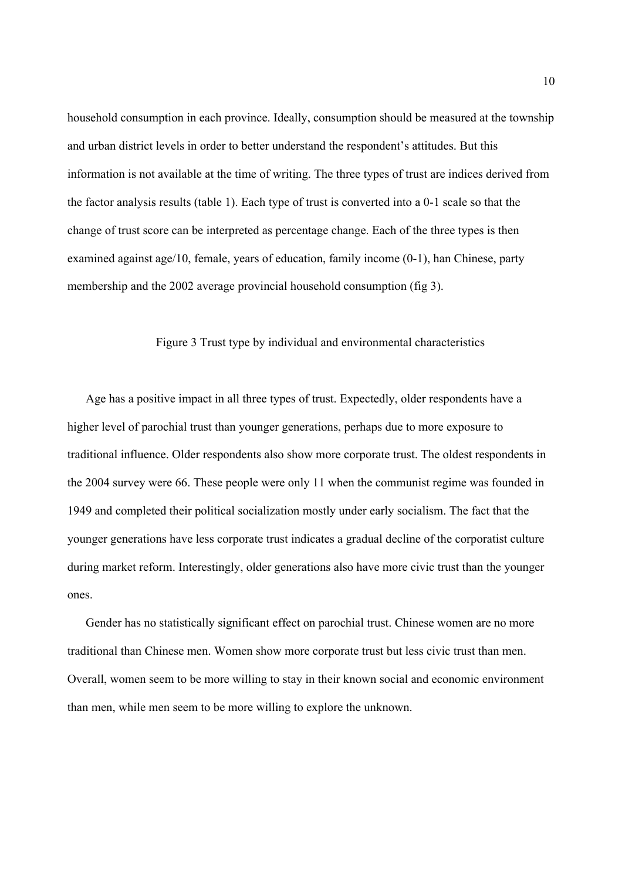household consumption in each province. Ideally, consumption should be measured at the township and urban district levels in order to better understand the respondent's attitudes. But this information is not available at the time of writing. The three types of trust are indices derived from the factor analysis results (table 1). Each type of trust is converted into a 0-1 scale so that the change of trust score can be interpreted as percentage change. Each of the three types is then examined against age/10, female, years of education, family income (0-1), han Chinese, party membership and the 2002 average provincial household consumption (fig 3).

Figure 3 Trust type by individual and environmental characteristics

Age has a positive impact in all three types of trust. Expectedly, older respondents have a higher level of parochial trust than younger generations, perhaps due to more exposure to traditional influence. Older respondents also show more corporate trust. The oldest respondents in the 2004 survey were 66. These people were only 11 when the communist regime was founded in 1949 and completed their political socialization mostly under early socialism. The fact that the younger generations have less corporate trust indicates a gradual decline of the corporatist culture during market reform. Interestingly, older generations also have more civic trust than the younger ones.

Gender has no statistically significant effect on parochial trust. Chinese women are no more traditional than Chinese men. Women show more corporate trust but less civic trust than men. Overall, women seem to be more willing to stay in their known social and economic environment than men, while men seem to be more willing to explore the unknown.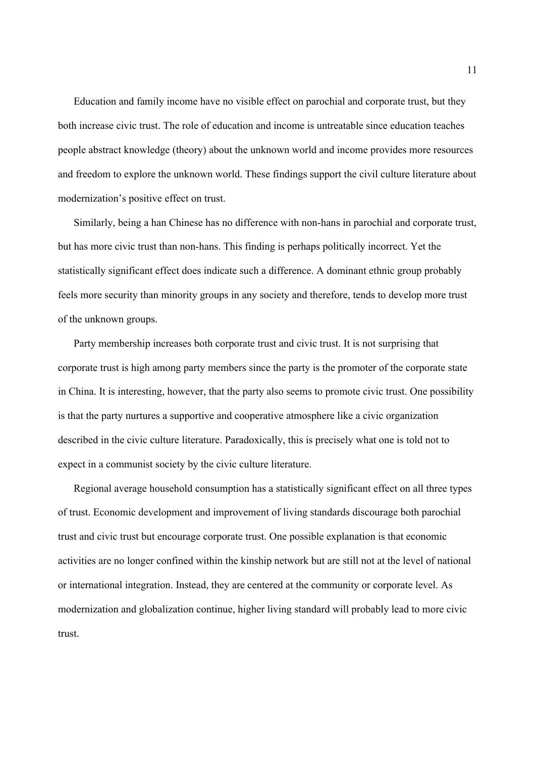Education and family income have no visible effect on parochial and corporate trust, but they both increase civic trust. The role of education and income is untreatable since education teaches people abstract knowledge (theory) about the unknown world and income provides more resources and freedom to explore the unknown world. These findings support the civil culture literature about modernization's positive effect on trust.

Similarly, being a han Chinese has no difference with non-hans in parochial and corporate trust, but has more civic trust than non-hans. This finding is perhaps politically incorrect. Yet the statistically significant effect does indicate such a difference. A dominant ethnic group probably feels more security than minority groups in any society and therefore, tends to develop more trust of the unknown groups.

Party membership increases both corporate trust and civic trust. It is not surprising that corporate trust is high among party members since the party is the promoter of the corporate state in China. It is interesting, however, that the party also seems to promote civic trust. One possibility is that the party nurtures a supportive and cooperative atmosphere like a civic organization described in the civic culture literature. Paradoxically, this is precisely what one is told not to expect in a communist society by the civic culture literature.

Regional average household consumption has a statistically significant effect on all three types of trust. Economic development and improvement of living standards discourage both parochial trust and civic trust but encourage corporate trust. One possible explanation is that economic activities are no longer confined within the kinship network but are still not at the level of national or international integration. Instead, they are centered at the community or corporate level. As modernization and globalization continue, higher living standard will probably lead to more civic trust.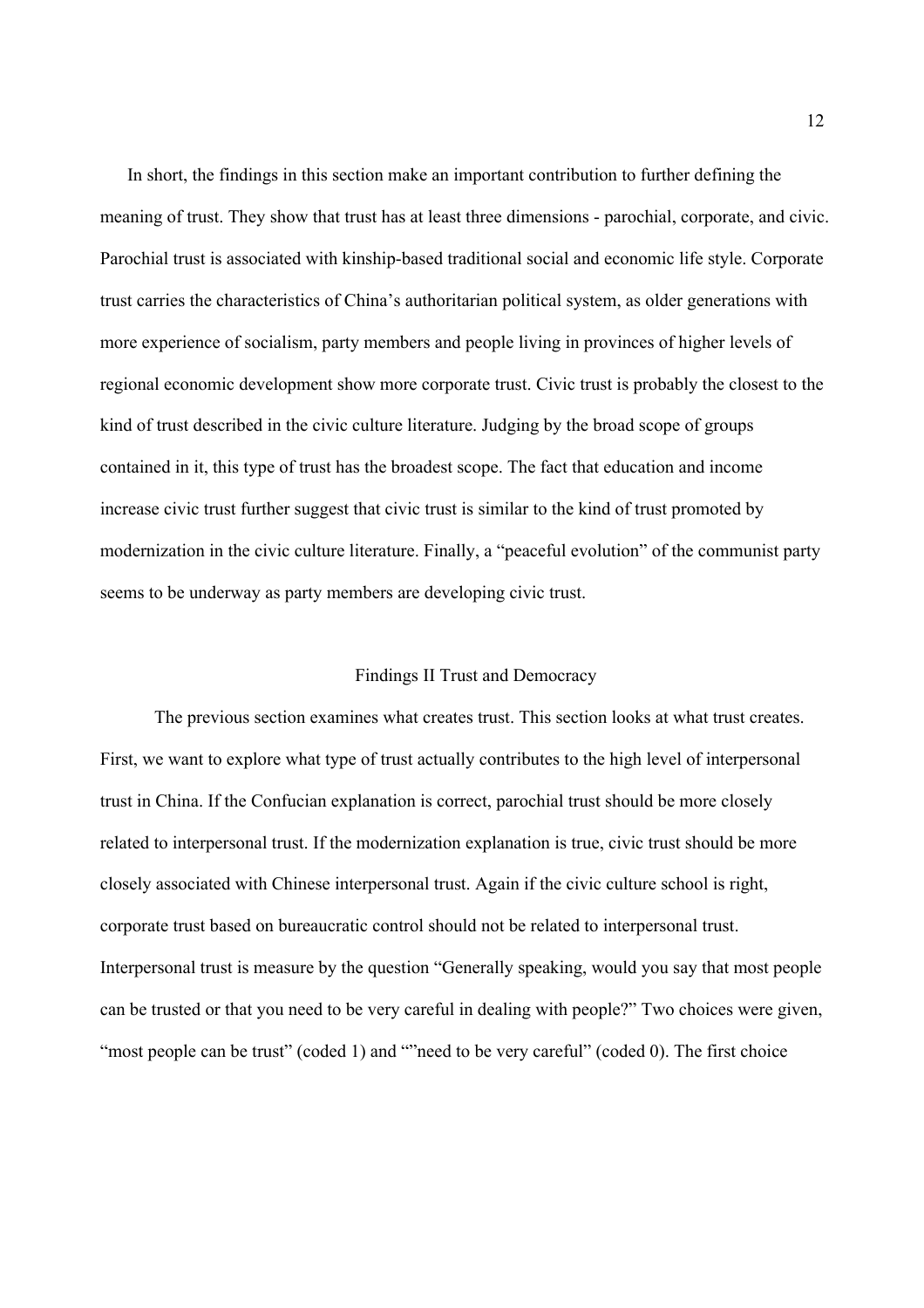In short, the findings in this section make an important contribution to further defining the meaning of trust. They show that trust has at least three dimensions - parochial, corporate, and civic. Parochial trust is associated with kinship-based traditional social and economic life style. Corporate trust carries the characteristics of China's authoritarian political system, as older generations with more experience of socialism, party members and people living in provinces of higher levels of regional economic development show more corporate trust. Civic trust is probably the closest to the kind of trust described in the civic culture literature. Judging by the broad scope of groups contained in it, this type of trust has the broadest scope. The fact that education and income increase civic trust further suggest that civic trust is similar to the kind of trust promoted by modernization in the civic culture literature. Finally, a "peaceful evolution" of the communist party seems to be underway as party members are developing civic trust.

## Findings II Trust and Democracy

The previous section examines what creates trust. This section looks at what trust creates. First, we want to explore what type of trust actually contributes to the high level of interpersonal trust in China. If the Confucian explanation is correct, parochial trust should be more closely related to interpersonal trust. If the modernization explanation is true, civic trust should be more closely associated with Chinese interpersonal trust. Again if the civic culture school is right, corporate trust based on bureaucratic control should not be related to interpersonal trust. Interpersonal trust is measure by the question "Generally speaking, would you say that most people can be trusted or that you need to be very careful in dealing with people?" Two choices were given, "most people can be trust" (coded 1) and ""need to be very careful" (coded 0). The first choice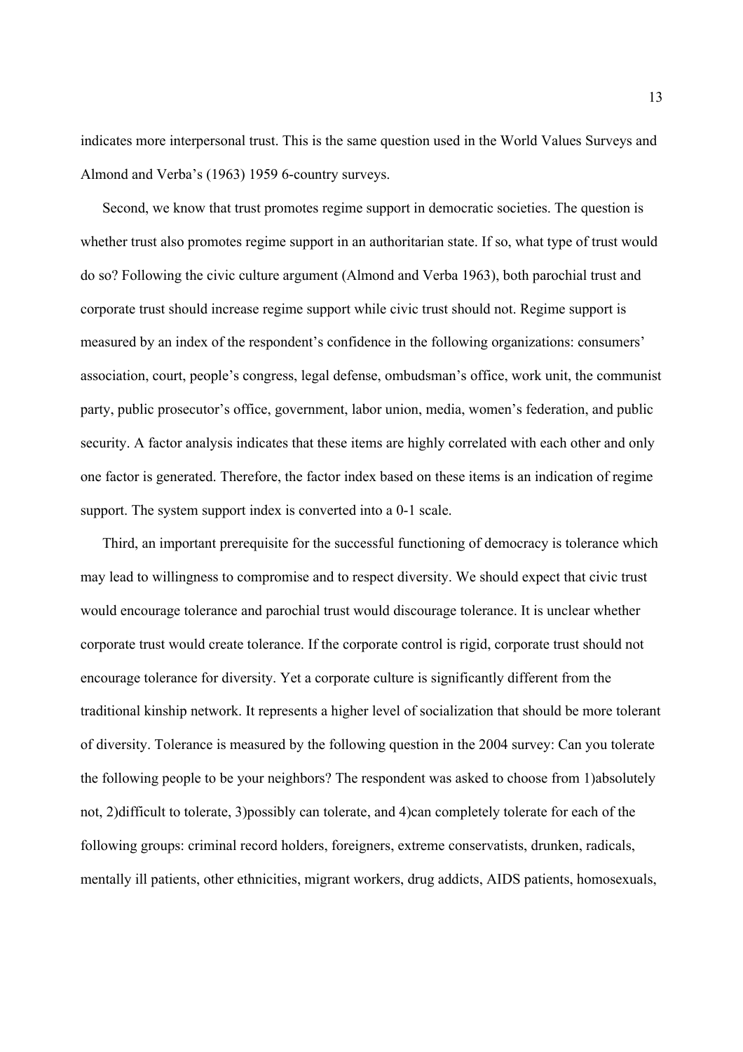indicates more interpersonal trust. This is the same question used in the World Values Surveys and Almond and Verba's (1963) 1959 6-country surveys.

Second, we know that trust promotes regime support in democratic societies. The question is whether trust also promotes regime support in an authoritarian state. If so, what type of trust would do so? Following the civic culture argument (Almond and Verba 1963), both parochial trust and corporate trust should increase regime support while civic trust should not. Regime support is measured by an index of the respondent's confidence in the following organizations: consumers' association, court, people's congress, legal defense, ombudsman's office, work unit, the communist party, public prosecutor's office, government, labor union, media, women's federation, and public security. A factor analysis indicates that these items are highly correlated with each other and only one factor is generated. Therefore, the factor index based on these items is an indication of regime support. The system support index is converted into a 0-1 scale.

Third, an important prerequisite for the successful functioning of democracy is tolerance which may lead to willingness to compromise and to respect diversity. We should expect that civic trust would encourage tolerance and parochial trust would discourage tolerance. It is unclear whether corporate trust would create tolerance. If the corporate control is rigid, corporate trust should not encourage tolerance for diversity. Yet a corporate culture is significantly different from the traditional kinship network. It represents a higher level of socialization that should be more tolerant of diversity. Tolerance is measured by the following question in the 2004 survey: Can you tolerate the following people to be your neighbors? The respondent was asked to choose from 1)absolutely not, 2)difficult to tolerate, 3)possibly can tolerate, and 4)can completely tolerate for each of the following groups: criminal record holders, foreigners, extreme conservatists, drunken, radicals, mentally ill patients, other ethnicities, migrant workers, drug addicts, AIDS patients, homosexuals,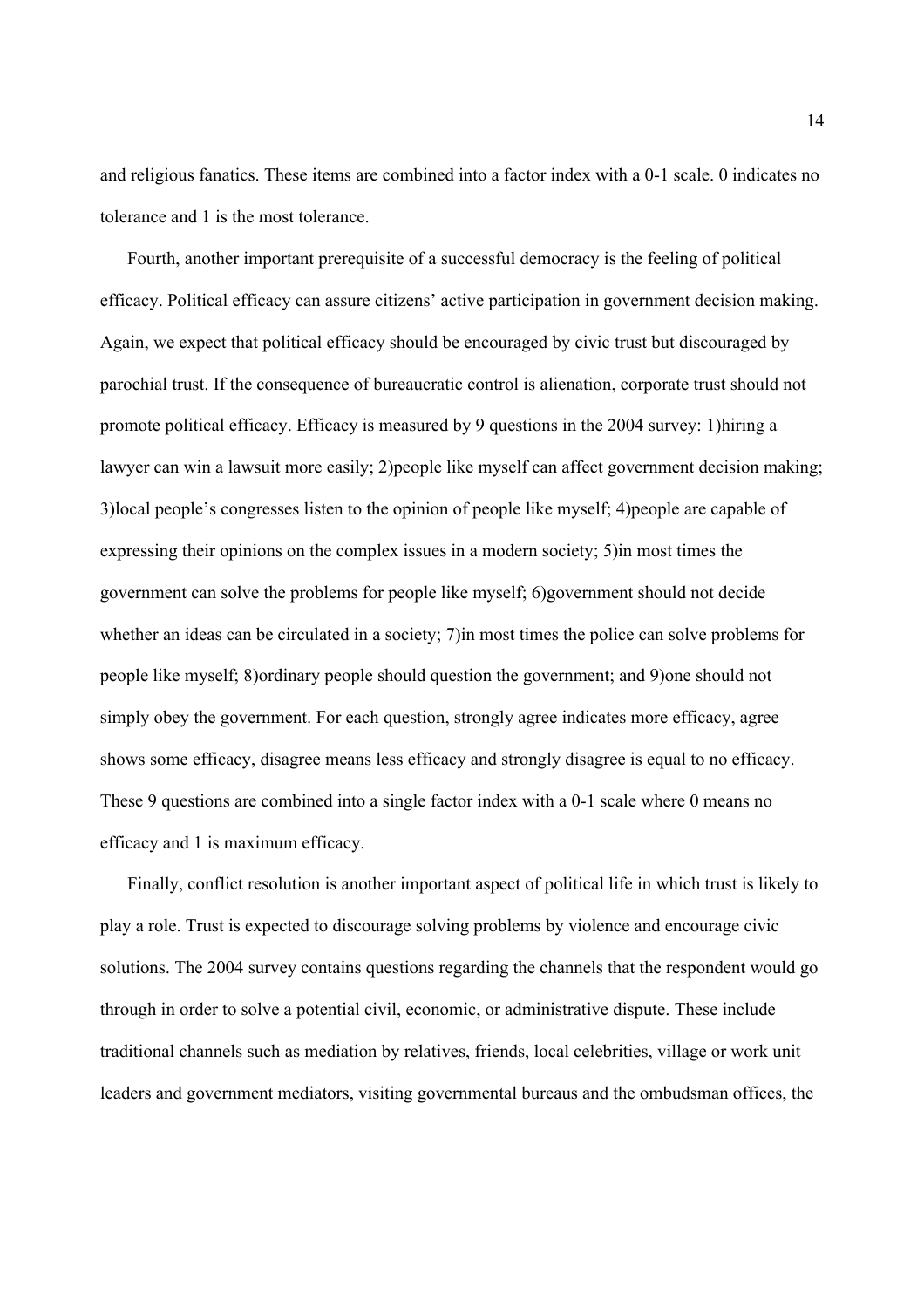and religious fanatics. These items are combined into a factor index with a 0-1 scale. 0 indicates no tolerance and 1 is the most tolerance.

Fourth, another important prerequisite of a successful democracy is the feeling of political efficacy. Political efficacy can assure citizens' active participation in government decision making. Again, we expect that political efficacy should be encouraged by civic trust but discouraged by parochial trust. If the consequence of bureaucratic control is alienation, corporate trust should not promote political efficacy. Efficacy is measured by 9 questions in the 2004 survey: 1)hiring a lawyer can win a lawsuit more easily; 2)people like myself can affect government decision making; 3)local people's congresses listen to the opinion of people like myself; 4)people are capable of expressing their opinions on the complex issues in a modern society; 5)in most times the government can solve the problems for people like myself; 6)government should not decide whether an ideas can be circulated in a society; 7)in most times the police can solve problems for people like myself; 8)ordinary people should question the government; and 9)one should not simply obey the government. For each question, strongly agree indicates more efficacy, agree shows some efficacy, disagree means less efficacy and strongly disagree is equal to no efficacy. These 9 questions are combined into a single factor index with a 0-1 scale where 0 means no efficacy and 1 is maximum efficacy.

Finally, conflict resolution is another important aspect of political life in which trust is likely to play a role. Trust is expected to discourage solving problems by violence and encourage civic solutions. The 2004 survey contains questions regarding the channels that the respondent would go through in order to solve a potential civil, economic, or administrative dispute. These include traditional channels such as mediation by relatives, friends, local celebrities, village or work unit leaders and government mediators, visiting governmental bureaus and the ombudsman offices, the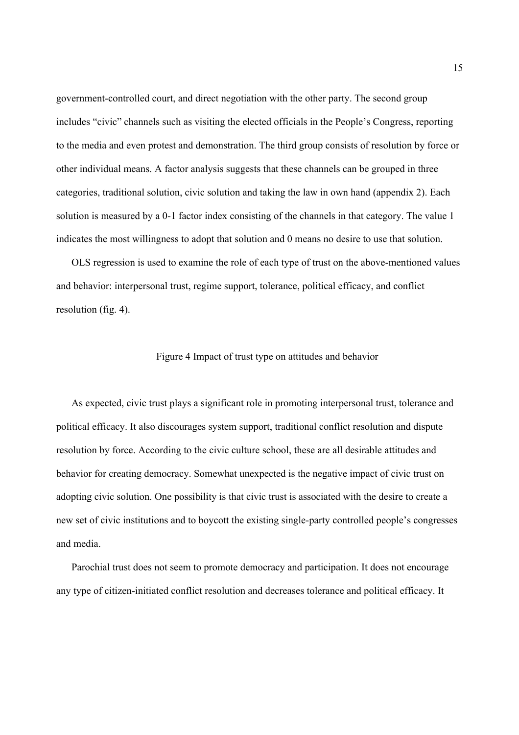government-controlled court, and direct negotiation with the other party. The second group includes "civic" channels such as visiting the elected officials in the People's Congress, reporting to the media and even protest and demonstration. The third group consists of resolution by force or other individual means. A factor analysis suggests that these channels can be grouped in three categories, traditional solution, civic solution and taking the law in own hand (appendix 2). Each solution is measured by a 0-1 factor index consisting of the channels in that category. The value 1 indicates the most willingness to adopt that solution and 0 means no desire to use that solution.

OLS regression is used to examine the role of each type of trust on the above-mentioned values and behavior: interpersonal trust, regime support, tolerance, political efficacy, and conflict resolution (fig. 4).

Figure 4 Impact of trust type on attitudes and behavior

As expected, civic trust plays a significant role in promoting interpersonal trust, tolerance and political efficacy. It also discourages system support, traditional conflict resolution and dispute resolution by force. According to the civic culture school, these are all desirable attitudes and behavior for creating democracy. Somewhat unexpected is the negative impact of civic trust on adopting civic solution. One possibility is that civic trust is associated with the desire to create a new set of civic institutions and to boycott the existing single-party controlled people's congresses and media.

Parochial trust does not seem to promote democracy and participation. It does not encourage any type of citizen-initiated conflict resolution and decreases tolerance and political efficacy. It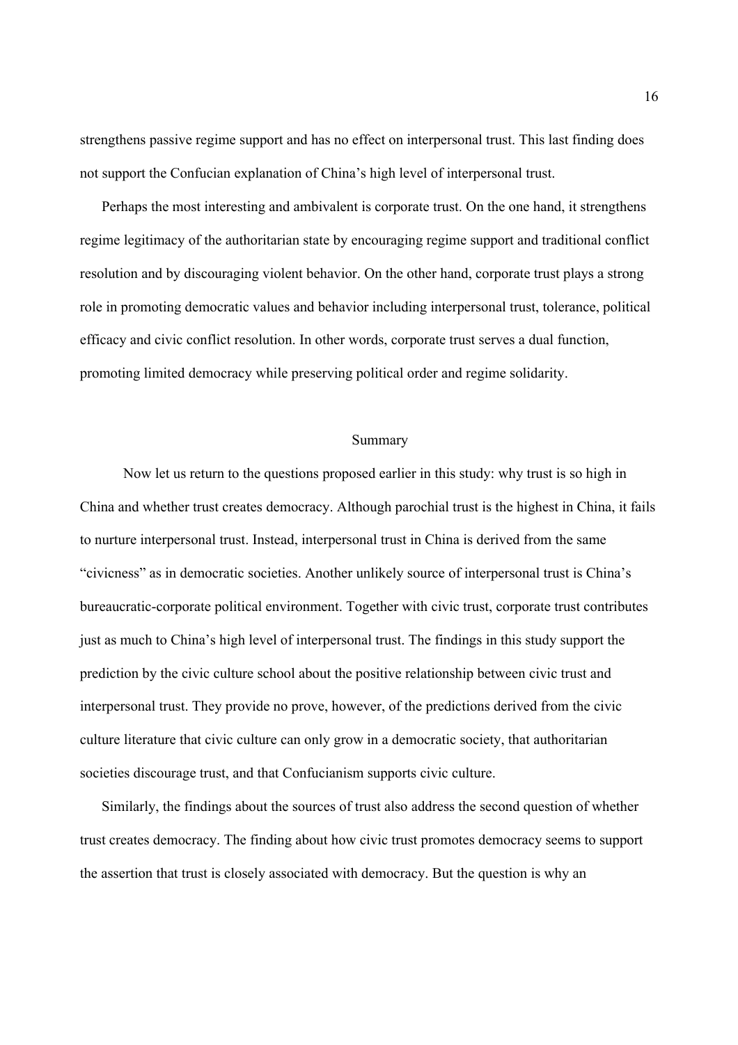strengthens passive regime support and has no effect on interpersonal trust. This last finding does not support the Confucian explanation of China's high level of interpersonal trust.

Perhaps the most interesting and ambivalent is corporate trust. On the one hand, it strengthens regime legitimacy of the authoritarian state by encouraging regime support and traditional conflict resolution and by discouraging violent behavior. On the other hand, corporate trust plays a strong role in promoting democratic values and behavior including interpersonal trust, tolerance, political efficacy and civic conflict resolution. In other words, corporate trust serves a dual function, promoting limited democracy while preserving political order and regime solidarity.

## Summary

Now let us return to the questions proposed earlier in this study: why trust is so high in China and whether trust creates democracy. Although parochial trust is the highest in China, it fails to nurture interpersonal trust. Instead, interpersonal trust in China is derived from the same "civicness" as in democratic societies. Another unlikely source of interpersonal trust is China's bureaucratic-corporate political environment. Together with civic trust, corporate trust contributes just as much to China's high level of interpersonal trust. The findings in this study support the prediction by the civic culture school about the positive relationship between civic trust and interpersonal trust. They provide no prove, however, of the predictions derived from the civic culture literature that civic culture can only grow in a democratic society, that authoritarian societies discourage trust, and that Confucianism supports civic culture.

Similarly, the findings about the sources of trust also address the second question of whether trust creates democracy. The finding about how civic trust promotes democracy seems to support the assertion that trust is closely associated with democracy. But the question is why an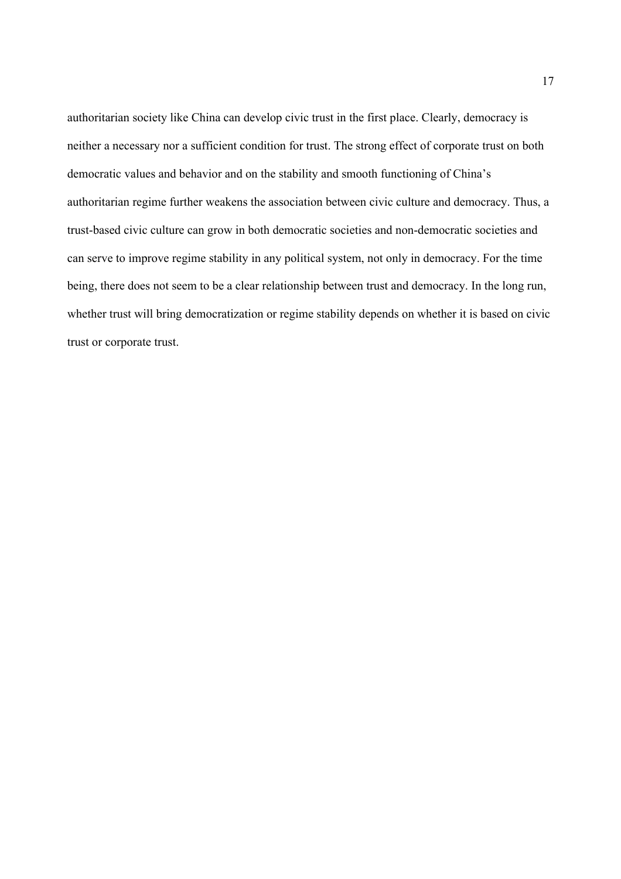authoritarian society like China can develop civic trust in the first place. Clearly, democracy is neither a necessary nor a sufficient condition for trust. The strong effect of corporate trust on both democratic values and behavior and on the stability and smooth functioning of China's authoritarian regime further weakens the association between civic culture and democracy. Thus, a trust-based civic culture can grow in both democratic societies and non-democratic societies and can serve to improve regime stability in any political system, not only in democracy. For the time being, there does not seem to be a clear relationship between trust and democracy. In the long run, whether trust will bring democratization or regime stability depends on whether it is based on civic trust or corporate trust.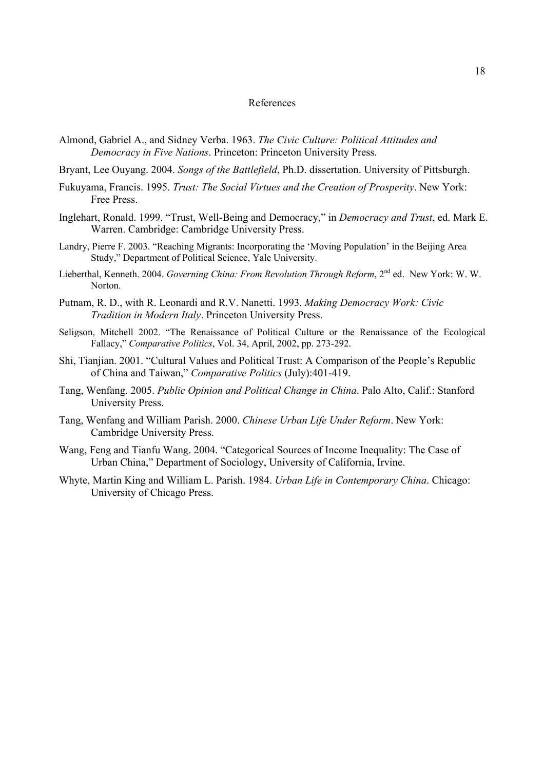# References

Almond, Gabriel A., and Sidney Verba. 1963. *The Civic Culture: Political Attitudes and Democracy in Five Nations*. Princeton: Princeton University Press.

Bryant, Lee Ouyang. 2004. *Songs of the Battlefield*, Ph.D. dissertation. University of Pittsburgh.

Fukuyama, Francis. 1995. *Trust: The Social Virtues and the Creation of Prosperity*. New York: Free Press.

Inglehart, Ronald. 1999. "Trust, Well-Being and Democracy," in *Democracy and Trust*, ed. Mark E. Warren. Cambridge: Cambridge University Press.

Landry, Pierre F. 2003. "Reaching Migrants: Incorporating the 'Moving Population' in the Beijing Area Study," Department of Political Science, Yale University.

Lieberthal, Kenneth. 2004. *Governing China: From Revolution Through Reform*, 2nd ed. New York: W. W. Norton.

Putnam, R. D., with R. Leonardi and R.V. Nanetti. 1993. *Making Democracy Work: Civic Tradition in Modern Italy*. Princeton University Press.

Seligson, Mitchell 2002. "The Renaissance of Political Culture or the Renaissance of the Ecological Fallacy," *Comparative Politics*, Vol. 34, April, 2002, pp. 273-292.

Shi, Tianjian. 2001. "Cultural Values and Political Trust: A Comparison of the People's Republic of China and Taiwan," *Comparative Politics* (July):401-419.

Tang, Wenfang. 2005. *Public Opinion and Political Change in China*. Palo Alto, Calif.: Stanford University Press.

Tang, Wenfang and William Parish. 2000. *Chinese Urban Life Under Reform*. New York: Cambridge University Press.

Wang, Feng and Tianfu Wang. 2004. "Categorical Sources of Income Inequality: The Case of Urban China," Department of Sociology, University of California, Irvine.

Whyte, Martin King and William L. Parish. 1984. *Urban Life in Contemporary China*. Chicago: University of Chicago Press.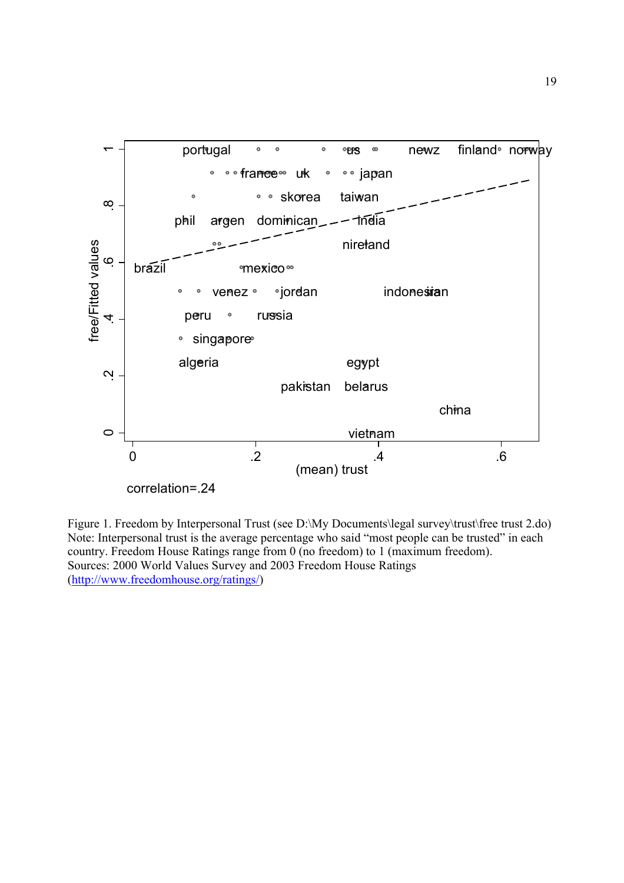Figure 1. Freedom by Interpersonal Trust (see D:\My Documents\legal survey\trust\free trust 2.do)
Note: Interpersonal trust is the average percentage who said "most people can be trusted" in each country. Freedom House Ratings range from 0 (no freedom) to 1 (maximum freedom).
Sources: 2000 World Values Survey and 2003 Freedom House Ratings
([http://www.freedomhouse.org/ratings/](http://www.freedomhouse.org/ratings/))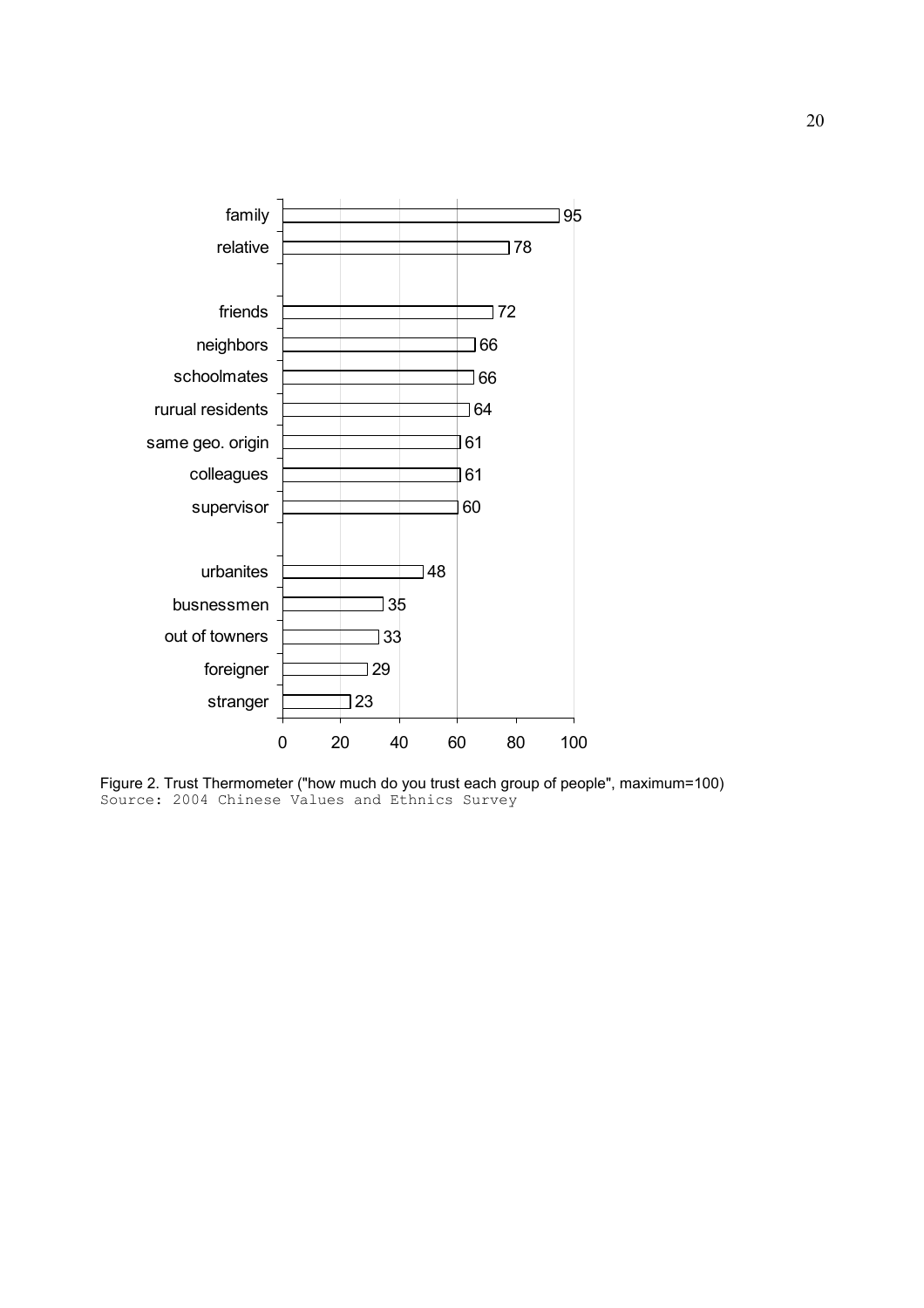| Group | Trust |
|---|---|
| family | 95 |
| relative | 78 |
| friends | 72 |
| neighbors | 66 |
| schoolmates | 66 |
| rurual residents | 64 |
| same geo. origin | 61 |
| colleagues | 61 |
| supervisor | 60 |
| urbanites | 48 |
| busnessmen | 35 |
| out of towners | 33 |
| foreigner | 29 |
| stranger | 23 |

Figure 2. Trust Thermometer ("how much do you trust each group of people", maximum=100)
Source: 2004 Chinese Values and Ethnics Survey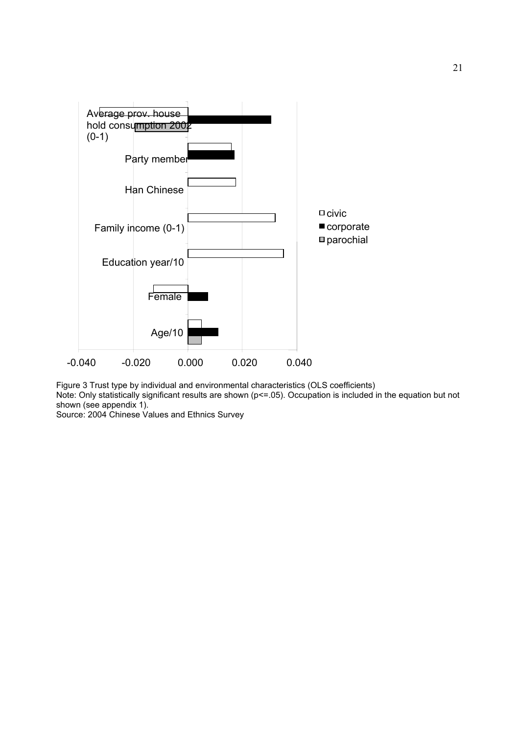Figure 3 Trust type by individual and environmental characteristics (OLS coefficients)
Note: Only statistically significant results are shown (p<=.05). Occupation is included in the equation but not shown (see appendix 1).
Source: 2004 Chinese Values and Ethnics Survey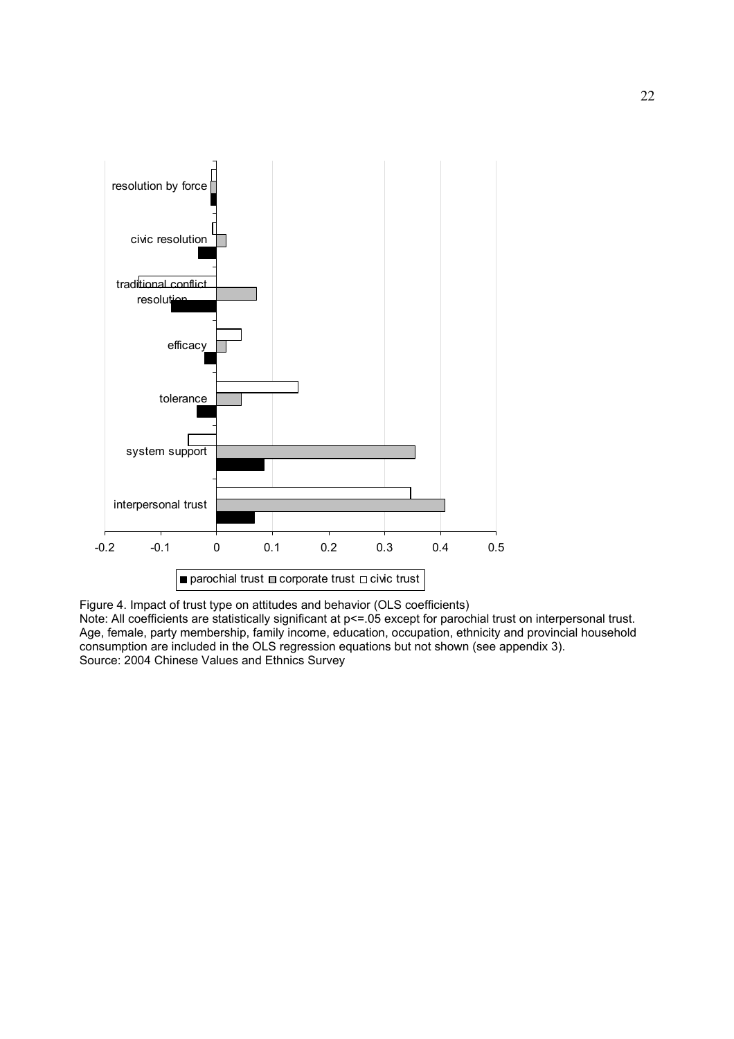Figure 4. Impact of trust type on attitudes and behavior (OLS coefficients)
Note: All coefficients are statistically significant at p<=.05 except for parochial trust on interpersonal trust. Age, female, party membership, family income, education, occupation, ethnicity and provincial household consumption are included in the OLS regression equations but not shown (see appendix 3).
Source: 2004 Chinese Values and Ethnics Survey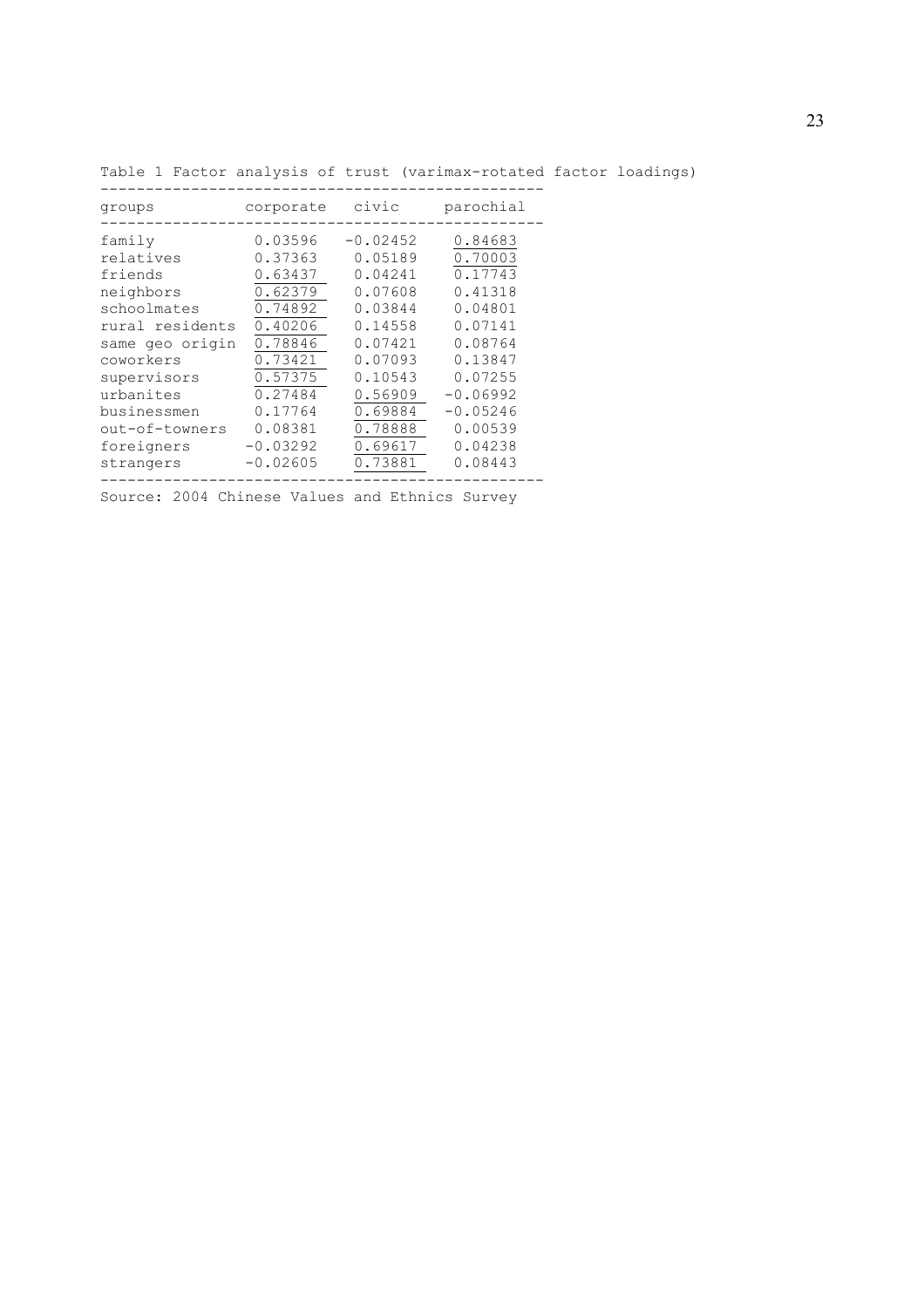Table 1 Factor analysis of trust (varimax-rotated factor loadings)

| groups | corporate | civic | parochial |
|---|---|---|---|
| family | 0.03596 | -0.02452 | 0.84683 |
| relatives | 0.37363 | 0.05189 | 0.70003 |
| friends | 0.63437 | 0.04241 | 0.17743 |
| neighbors | 0.62379 | 0.07608 | 0.41318 |
| schoolmates | 0.74892 | 0.03844 | 0.04801 |
| rural residents | 0.40206 | 0.14558 | 0.07141 |
| same geo origin | 0.78846 | 0.07421 | 0.08764 |
| coworkers | 0.73421 | 0.07093 | 0.13847 |
| supervisors | 0.57375 | 0.10543 | 0.07255 |
| urbanites | 0.27484 | 0.56909 | -0.06992 |
| businessmen | 0.17764 | 0.69884 | -0.05246 |
| out-of-towners | 0.08381 | 0.78888 | 0.00539 |
| foreigners | -0.03292 | 0.69617 | 0.04238 |
| strangers | -0.02605 | 0.73881 | 0.08443 |

Source: 2004 Chinese Values and Ethnics Survey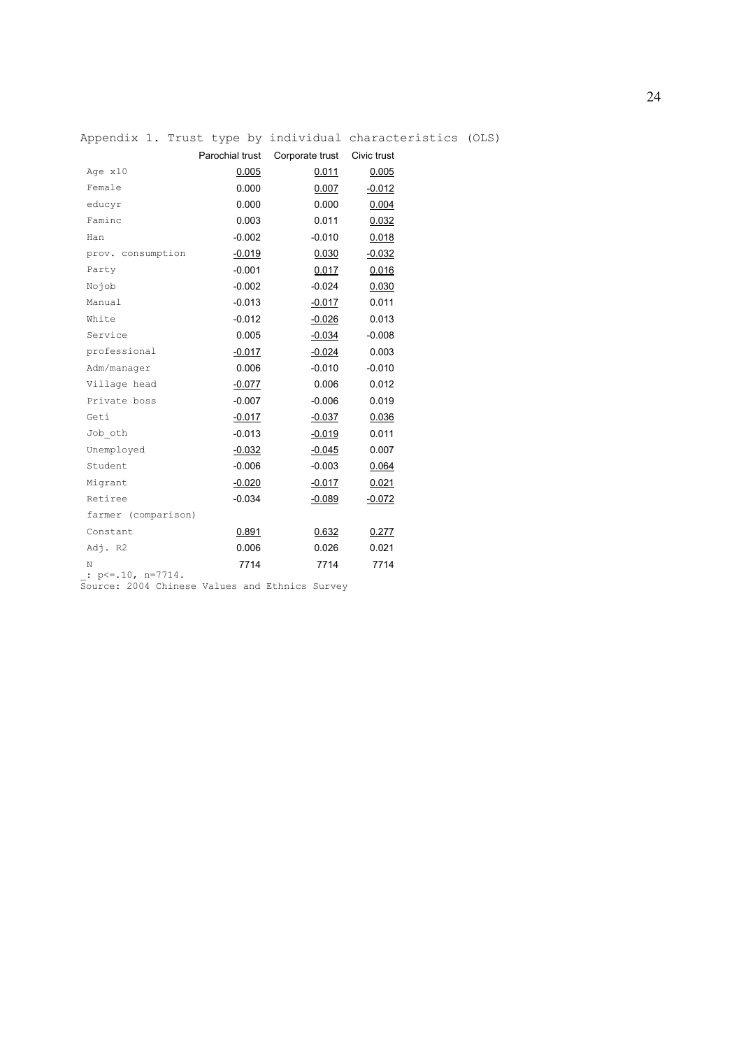Appendix 1. Trust type by individual characteristics (OLS)

| | Parochial trust | Corporate trust | Civic trust |
|---|---|---|---|
| Age x10 | <u>0.005</u> | <u>0.011</u> | <u>0.005</u> |
| Female | 0.000 | <u>0.007</u> | <u>-0.012</u> |
| educyr | 0.000 | 0.000 | <u>0.004</u> |
| Faminc | 0.003 | 0.011 | <u>0.032</u> |
| Han | -0.002 | -0.010 | <u>0.018</u> |
| prov. consumption | <u>-0.019</u> | <u>0.030</u> | <u>-0.032</u> |
| Party | -0.001 | <u>0.017</u> | <u>0.016</u> |
| Nojob | -0.002 | -0.024 | <u>0.030</u> |
| Manual | -0.013 | <u>-0.017</u> | 0.011 |
| White | -0.012 | <u>-0.026</u> | 0.013 |
| Service | 0.005 | <u>-0.034</u> | -0.008 |
| professional | <u>-0.017</u> | <u>-0.024</u> | 0.003 |
| Adm/manager | 0.006 | -0.010 | -0.010 |
| Village head | <u>-0.077</u> | 0.006 | 0.012 |
| Private boss | -0.007 | -0.006 | 0.019 |
| Geti | <u>-0.017</u> | <u>-0.037</u> | <u>0.036</u> |
| Job_oth | -0.013 | <u>-0.019</u> | 0.011 |
| Unemployed | <u>-0.032</u> | <u>-0.045</u> | 0.007 |
| Student | -0.006 | -0.003 | <u>0.064</u> |
| Migrant | <u>-0.020</u> | <u>-0.017</u> | <u>0.021</u> |
| Retiree | -0.034 | <u>-0.089</u> | <u>-0.072</u> |
| farmer (comparison) | | | |
| Constant | <u>0.891</u> | <u>0.632</u> | <u>0.277</u> |
| Adj. R2 | 0.006 | 0.026 | 0.021 |
| N | 7714 | 7714 | 7714 |

_: p<=.10, n=7714.
Source: 2004 Chinese Values and Ethnics Survey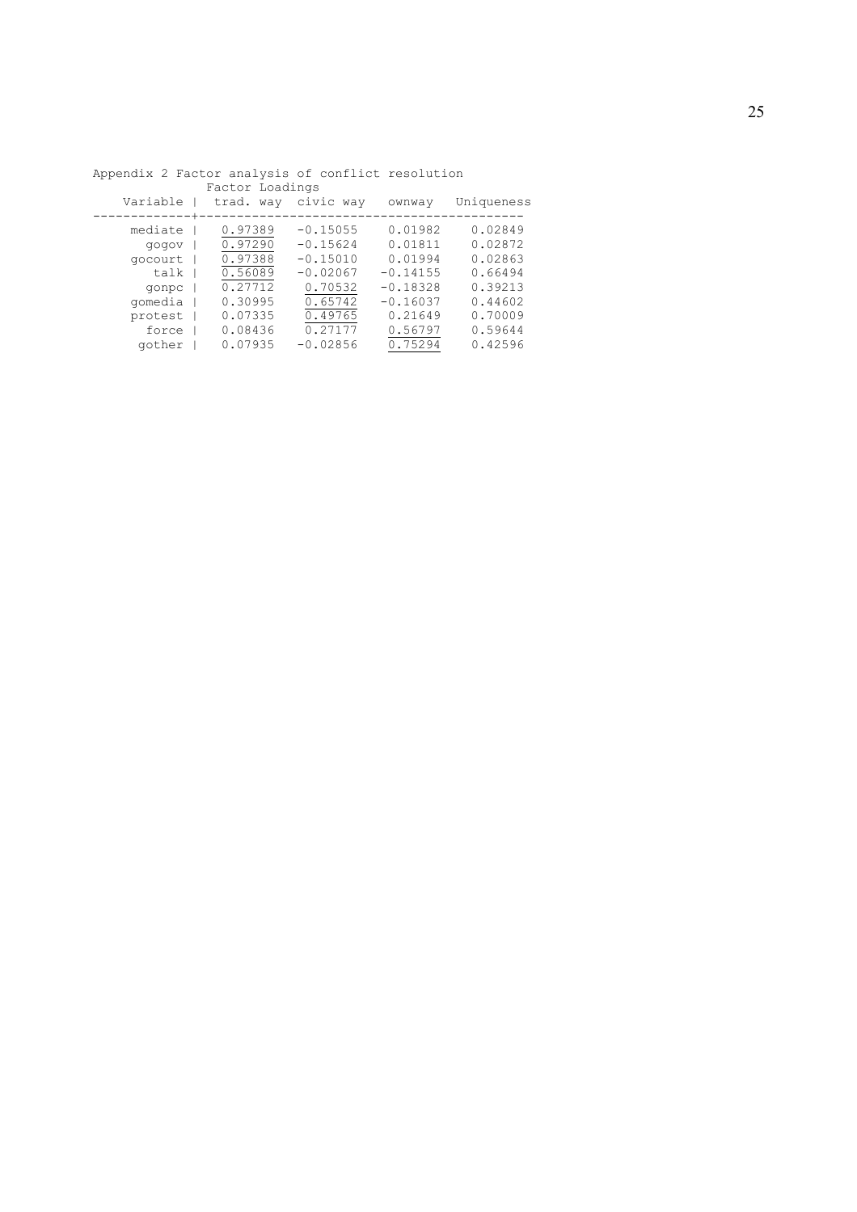Appendix 2 Factor analysis of conflict resolution

| Variable | Factor Loadings trad. way | civic way | ownway | Uniqueness |
|---|---|---|---|---|
| mediate | 0.97389 | −0.15055 | 0.01982 | 0.02849 |
| gogov | 0.97290 | −0.15624 | 0.01811 | 0.02872 |
| gocourt | 0.97388 | −0.15010 | 0.01994 | 0.02863 |
| talk | 0.56089 | −0.02067 | −0.14155 | 0.66494 |
| gonpc | 0.27712 | 0.70532 | −0.18328 | 0.39213 |
| gomedia | 0.30995 | 0.65742 | −0.16037 | 0.44602 |
| protest | 0.07335 | 0.49765 | 0.21649 | 0.70009 |
| force | 0.08436 | 0.27177 | 0.56797 | 0.59644 |
| gother | 0.07935 | −0.02856 | 0.75294 | 0.42596 |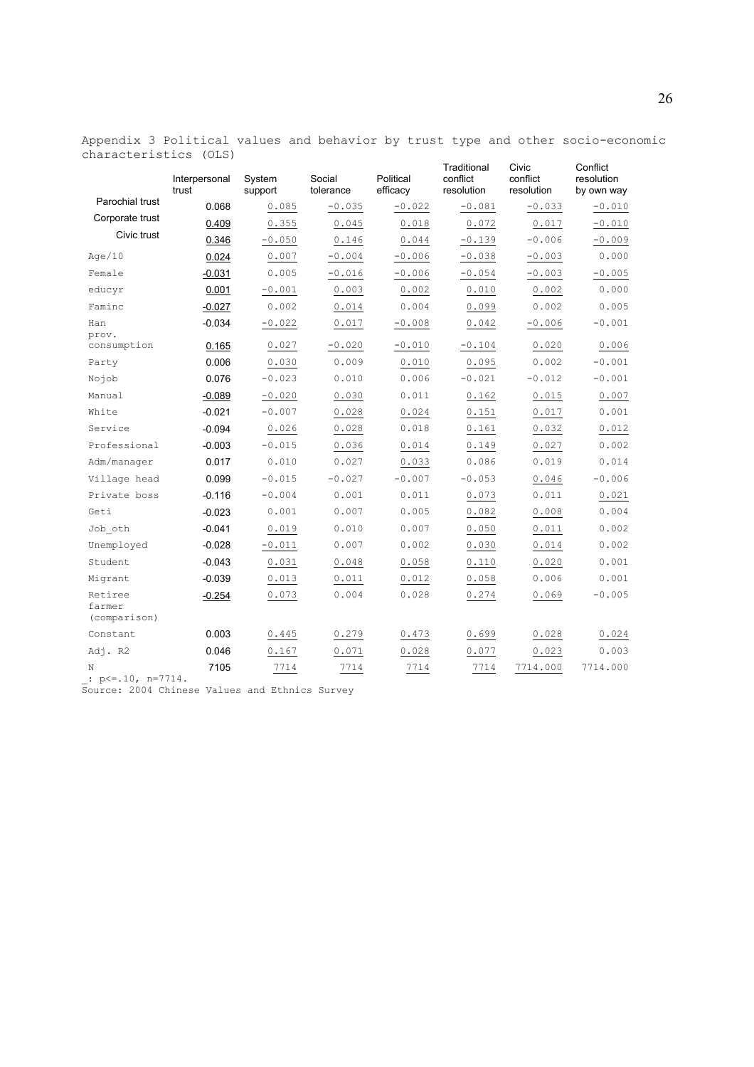Appendix 3 Political values and behavior by trust type and other socio-economic characteristics (OLS)

| | Interpersonal trust | System support | Social tolerance | Political efficacy | Traditional conflict resolution | Civic conflict resolution | Conflict resolution by own way |
|---|---|---|---|---|---|---|---|
| Parochial trust | 0.068 | 0.085 | -0.035 | -0.022 | -0.081 | -0.033 | -0.010 |
| Corporate trust | 0.409 | 0.355 | 0.045 | 0.018 | 0.072 | 0.017 | -0.010 |
| Civic trust | 0.346 | -0.050 | 0.146 | 0.044 | -0.139 | -0.006 | -0.009 |
| Age/10 | 0.024 | 0.007 | -0.004 | -0.006 | -0.038 | -0.003 | 0.000 |
| Female | -0.031 | 0.005 | -0.016 | -0.006 | -0.054 | -0.003 | -0.005 |
| educyr | 0.001 | -0.001 | 0.003 | 0.002 | 0.010 | 0.002 | 0.000 |
| Faminc | -0.027 | 0.002 | 0.014 | 0.004 | 0.099 | 0.002 | 0.005 |
| Han | -0.034 | -0.022 | 0.017 | -0.008 | 0.042 | -0.006 | -0.001 |
| prov. consumption | 0.165 | 0.027 | -0.020 | -0.010 | -0.104 | 0.020 | 0.006 |
| Party | 0.006 | 0.030 | 0.009 | 0.010 | 0.095 | 0.002 | -0.001 |
| Nojob | 0.076 | -0.023 | 0.010 | 0.006 | -0.021 | -0.012 | -0.001 |
| Manual | -0.089 | -0.020 | 0.030 | 0.011 | 0.162 | 0.015 | 0.007 |
| White | -0.021 | -0.007 | 0.028 | 0.024 | 0.151 | 0.017 | 0.001 |
| Service | -0.094 | 0.026 | 0.028 | 0.018 | 0.161 | 0.032 | 0.012 |
| Professional | -0.003 | -0.015 | 0.036 | 0.014 | 0.149 | 0.027 | 0.002 |
| Adm/manager | 0.017 | 0.010 | 0.027 | 0.033 | 0.086 | 0.019 | 0.014 |
| Village head | 0.099 | -0.015 | -0.027 | -0.007 | -0.053 | 0.046 | -0.006 |
| Private boss | -0.116 | -0.004 | 0.001 | 0.011 | 0.073 | 0.011 | 0.021 |
| Geti | -0.023 | 0.001 | 0.007 | 0.005 | 0.082 | 0.008 | 0.004 |
| Job_oth | -0.041 | 0.019 | 0.010 | 0.007 | 0.050 | 0.011 | 0.002 |
| Unemployed | -0.028 | -0.011 | 0.007 | 0.002 | 0.030 | 0.014 | 0.002 |
| Student | -0.043 | 0.031 | 0.048 | 0.058 | 0.110 | 0.020 | 0.001 |
| Migrant | -0.039 | 0.013 | 0.011 | 0.012 | 0.058 | 0.006 | 0.001 |
| Retiree | -0.254 | 0.073 | 0.004 | 0.028 | 0.274 | 0.069 | -0.005 |
| farmer (comparison) | | | | | | | |
| Constant | 0.003 | 0.445 | 0.279 | 0.473 | 0.699 | 0.028 | 0.024 |
| Adj. R2 | 0.046 | 0.167 | 0.071 | 0.028 | 0.077 | 0.023 | 0.003 |
| N | 7105 | 7714 | 7714 | 7714 | 7714 | 7714.000 | 7714.000 |

_: p<=.10, n=7714.

Source: 2004 Chinese Values and Ethnics Survey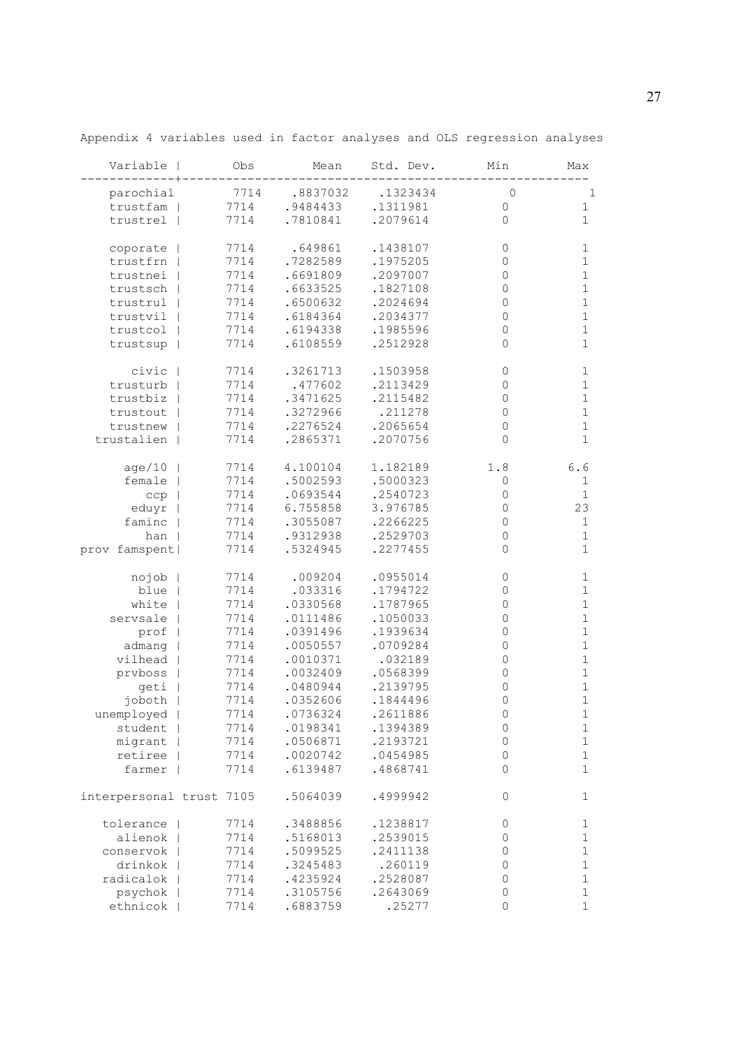Appendix 4 variables used in factor analyses and OLS regression analyses

| Variable | Obs | Mean | Std. Dev. | Min | Max |
|---|---|---|---|---|---|
| parochial | 7714 | .8837032 | .1323434 | 0 | 1 |
| trustfam | 7714 | .9484433 | .1311981 | 0 | 1 |
| trustrel | 7714 | .7810841 | .2079614 | 0 | 1 |
| | | | | | |
| coporate | 7714 | .649861 | .1438107 | 0 | 1 |
| trustfrn | 7714 | .7282589 | .1975205 | 0 | 1 |
| trustnei | 7714 | .6691809 | .2097007 | 0 | 1 |
| trustsch | 7714 | .6633525 | .1827108 | 0 | 1 |
| trustrul | 7714 | .6500632 | .2024694 | 0 | 1 |
| trustvil | 7714 | .6184364 | .2034377 | 0 | 1 |
| trustcol | 7714 | .6194338 | .1985596 | 0 | 1 |
| trustsup | 7714 | .6108559 | .2512928 | 0 | 1 |
| | | | | | |
| civic | 7714 | .3261713 | .1503958 | 0 | 1 |
| trusturb | 7714 | .477602 | .2113429 | 0 | 1 |
| trustbiz | 7714 | .3471625 | .2115482 | 0 | 1 |
| trustout | 7714 | .3272966 | .211278 | 0 | 1 |
| trustnew | 7714 | .2276524 | .2065654 | 0 | 1 |
| trustalien | 7714 | .2865371 | .2070756 | 0 | 1 |
| | | | | | |
| age/10 | 7714 | 4.100104 | 1.182189 | 1.8 | 6.6 |
| female | 7714 | .5002593 | .5000323 | 0 | 1 |
| ccp | 7714 | .0693544 | .2540723 | 0 | 1 |
| eduyr | 7714 | 6.755858 | 3.976785 | 0 | 23 |
| faminc | 7714 | .3055087 | .2266225 | 0 | 1 |
| han | 7714 | .9312938 | .2529703 | 0 | 1 |
| prov famspent | 7714 | .5324945 | .2277455 | 0 | 1 |
| | | | | | |
| nojob | 7714 | .009204 | .0955014 | 0 | 1 |
| blue | 7714 | .033316 | .1794722 | 0 | 1 |
| white | 7714 | .0330568 | .1787965 | 0 | 1 |
| servsale | 7714 | .0111486 | .1050033 | 0 | 1 |
| prof | 7714 | .0391496 | .1939634 | 0 | 1 |
| admang | 7714 | .0050557 | .0709284 | 0 | 1 |
| vilhead | 7714 | .0010371 | .032189 | 0 | 1 |
| prvboss | 7714 | .0032409 | .0568399 | 0 | 1 |
| geti | 7714 | .0480944 | .2139795 | 0 | 1 |
| joboth | 7714 | .0352606 | .1844496 | 0 | 1 |
| unemployed | 7714 | .0736324 | .2611886 | 0 | 1 |
| student | 7714 | .0198341 | .1394389 | 0 | 1 |
| migrant | 7714 | .0506871 | .2193721 | 0 | 1 |
| retiree | 7714 | .0020742 | .0454985 | 0 | 1 |
| farmer | 7714 | .6139487 | .4868741 | 0 | 1 |
| | | | | | |
| interpersonal trust | 7105 | .5064039 | .4999942 | 0 | 1 |
| | | | | | |
| tolerance | 7714 | .3488856 | .1238817 | 0 | 1 |
| alienok | 7714 | .5168013 | .2539015 | 0 | 1 |
| conservok | 7714 | .5099525 | .2411138 | 0 | 1 |
| drinkok | 7714 | .3245483 | .260119 | 0 | 1 |
| radicalok | 7714 | .4235924 | .2528087 | 0 | 1 |
| psychok | 7714 | .3105756 | .2643069 | 0 | 1 |
| ethnicok | 7714 | .6883759 | .25277 | 0 | 1 |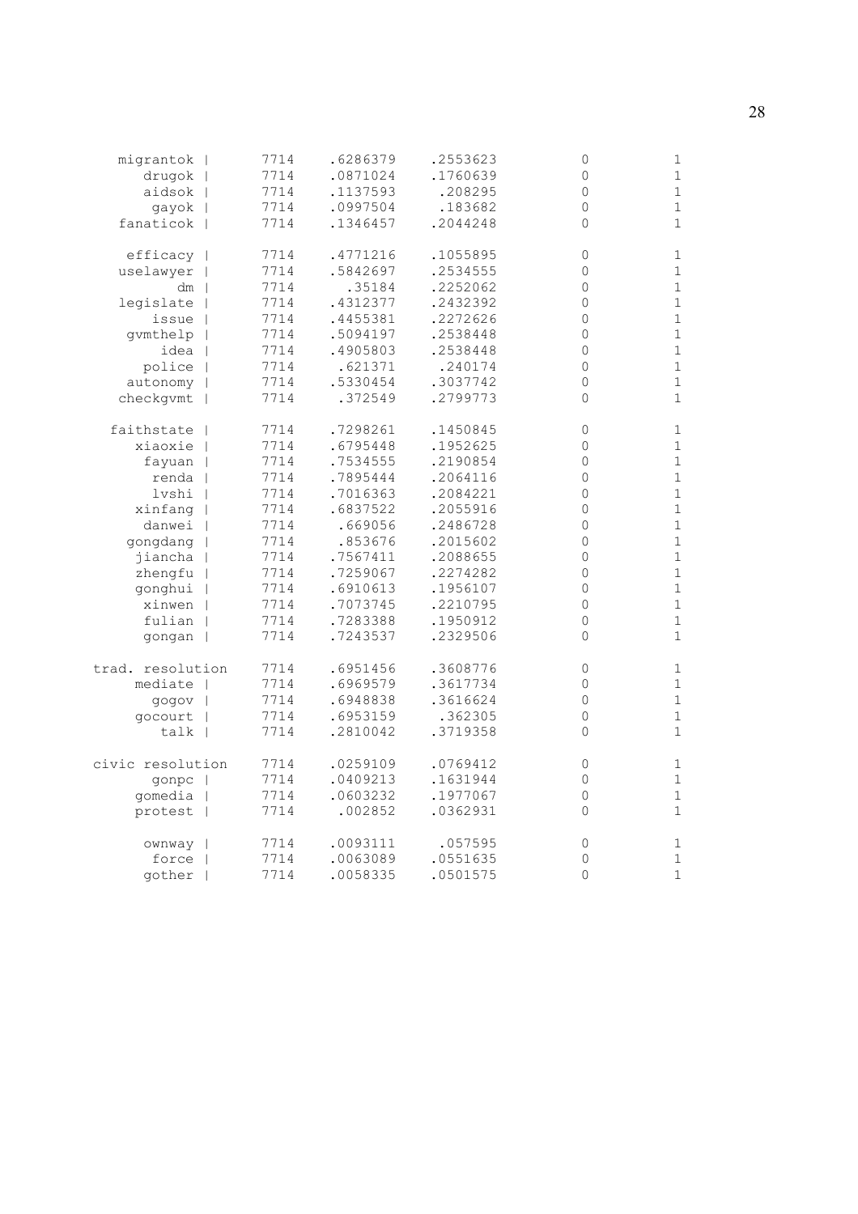| | | | | | |
|---|---|---|---|---|---|
| migrantok | 7714 | .6286379 | .2553623 | 0 | 1 |
| drugok | 7714 | .0871024 | .1760639 | 0 | 1 |
| aidsok | 7714 | .1137593 | .208295 | 0 | 1 |
| gayok | 7714 | .0997504 | .183682 | 0 | 1 |
| fanaticok | 7714 | .1346457 | .2044248 | 0 | 1 |
| | | | | | |
| efficacy | 7714 | .4771216 | .1055895 | 0 | 1 |
| uselawyer | 7714 | .5842697 | .2534555 | 0 | 1 |
| dm | 7714 | .35184 | .2252062 | 0 | 1 |
| legislate | 7714 | .4312377 | .2432392 | 0 | 1 |
| issue | 7714 | .4455381 | .2272626 | 0 | 1 |
| gvmthelp | 7714 | .5094197 | .2538448 | 0 | 1 |
| idea | 7714 | .4905803 | .2538448 | 0 | 1 |
| police | 7714 | .621371 | .240174 | 0 | 1 |
| autonomy | 7714 | .5330454 | .3037742 | 0 | 1 |
| checkgvmt | 7714 | .372549 | .2799773 | 0 | 1 |
| | | | | | |
| faithstate | 7714 | .7298261 | .1450845 | 0 | 1 |
| xiaoxie | 7714 | .6795448 | .1952625 | 0 | 1 |
| fayuan | 7714 | .7534555 | .2190854 | 0 | 1 |
| renda | 7714 | .7895444 | .2064116 | 0 | 1 |
| lvshi | 7714 | .7016363 | .2084221 | 0 | 1 |
| xinfang | 7714 | .6837522 | .2055916 | 0 | 1 |
| danwei | 7714 | .669056 | .2486728 | 0 | 1 |
| gongdang | 7714 | .853676 | .2015602 | 0 | 1 |
| jiancha | 7714 | .7567411 | .2088655 | 0 | 1 |
| zhengfu | 7714 | .7259067 | .2274282 | 0 | 1 |
| gonghui | 7714 | .6910613 | .1956107 | 0 | 1 |
| xinwen | 7714 | .7073745 | .2210795 | 0 | 1 |
| fulian | 7714 | .7283388 | .1950912 | 0 | 1 |
| gongan | 7714 | .7243537 | .2329506 | 0 | 1 |
| | | | | | |
| trad. resolution | 7714 | .6951456 | .3608776 | 0 | 1 |
| mediate | 7714 | .6969579 | .3617734 | 0 | 1 |
| gogov | 7714 | .6948838 | .3616624 | 0 | 1 |
| gocourt | 7714 | .6953159 | .362305 | 0 | 1 |
| talk | 7714 | .2810042 | .3719358 | 0 | 1 |
| | | | | | |
| civic resolution | 7714 | .0259109 | .0769412 | 0 | 1 |
| gonpc | 7714 | .0409213 | .1631944 | 0 | 1 |
| gomedia | 7714 | .0603232 | .1977067 | 0 | 1 |
| protest | 7714 | .002852 | .0362931 | 0 | 1 |
| | | | | | |
| ownway | 7714 | .0093111 | .057595 | 0 | 1 |
| force | 7714 | .0063089 | .0551635 | 0 | 1 |
| gother | 7714 | .0058335 | .0501575 | 0 | 1 |